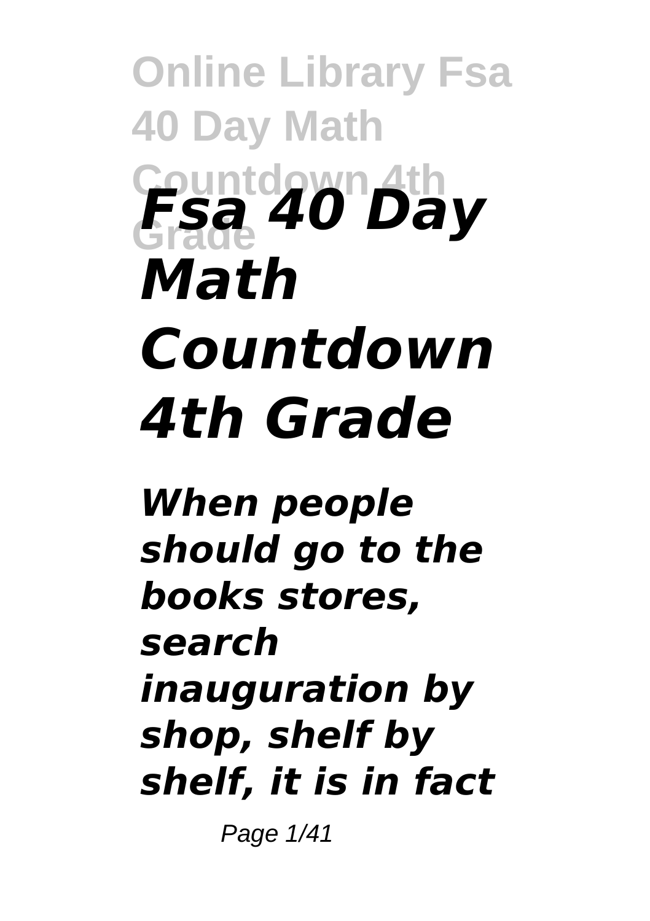# *Fsa 40 Day Math Countdown 4th Grade*

***When people should go to the books stores, search inauguration by shop, shelf by shelf, it is in fact***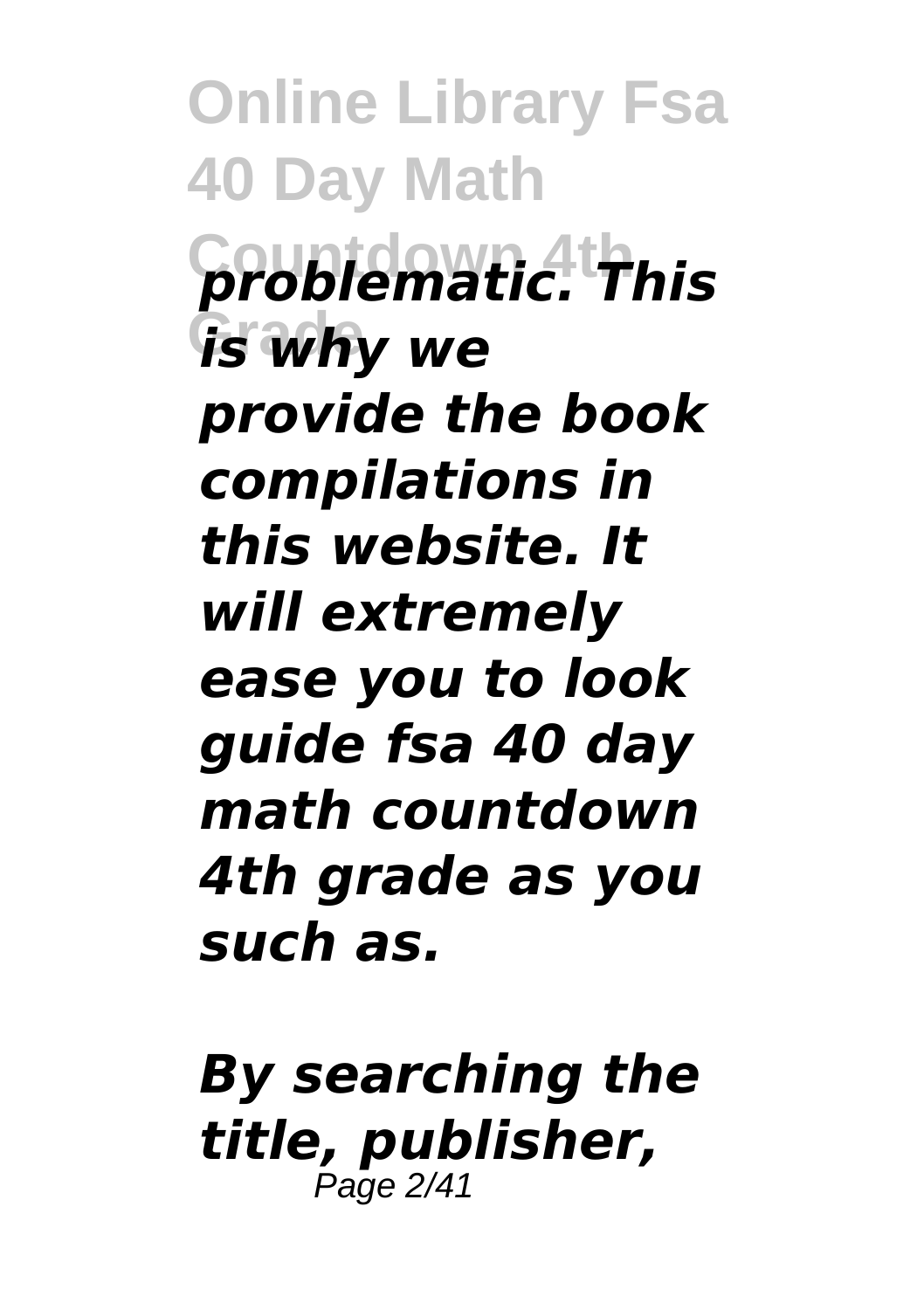*problematic. This is why we provide the book compilations in this website. It will extremely ease you to look guide fsa 40 day math countdown 4th grade as you such as.*

*By searching the title, publisher,*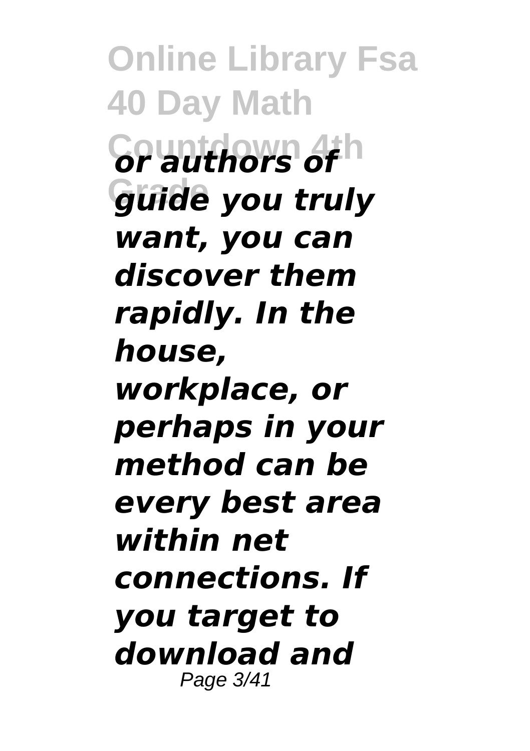*or authors of guide you truly want, you can discover them rapidly. In the house, workplace, or perhaps in your method can be every best area within net connections. If you target to download and*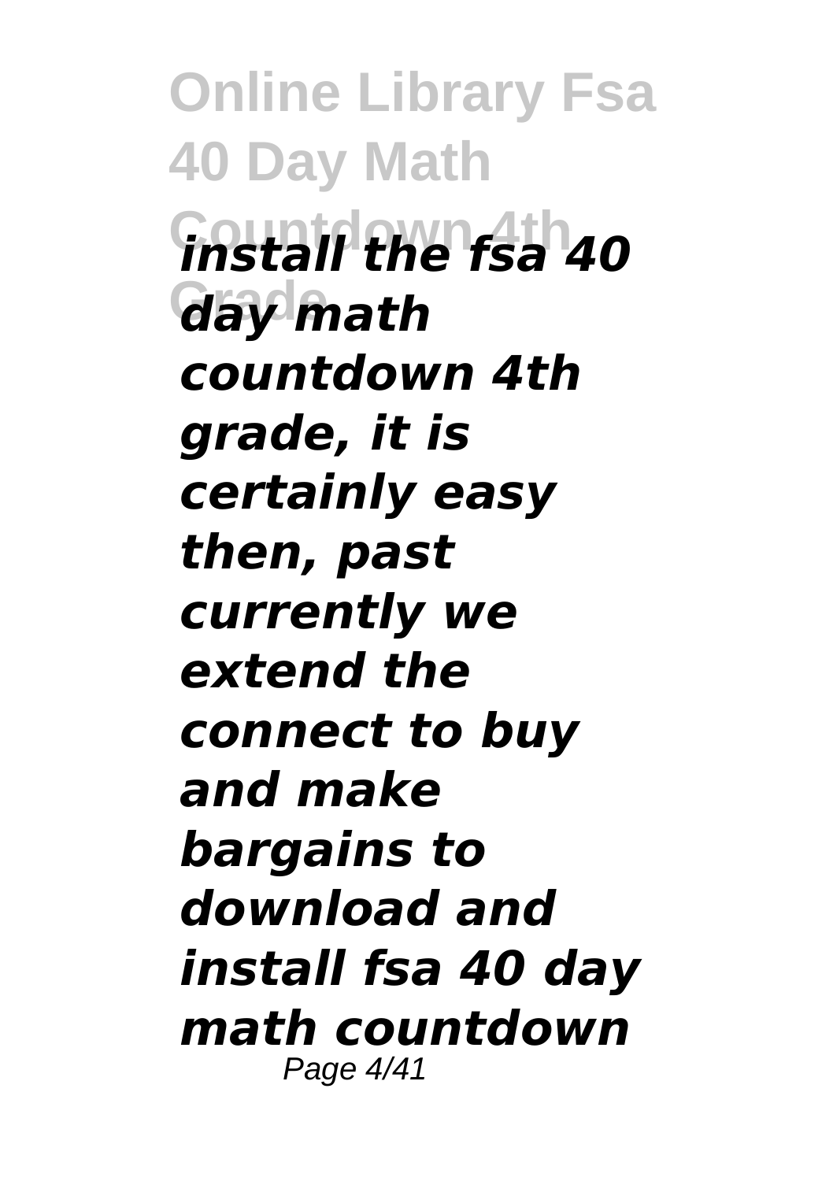***install the fsa 40 day math countdown 4th grade, it is certainly easy then, past currently we extend the connect to buy and make bargains to download and install fsa 40 day math countdown***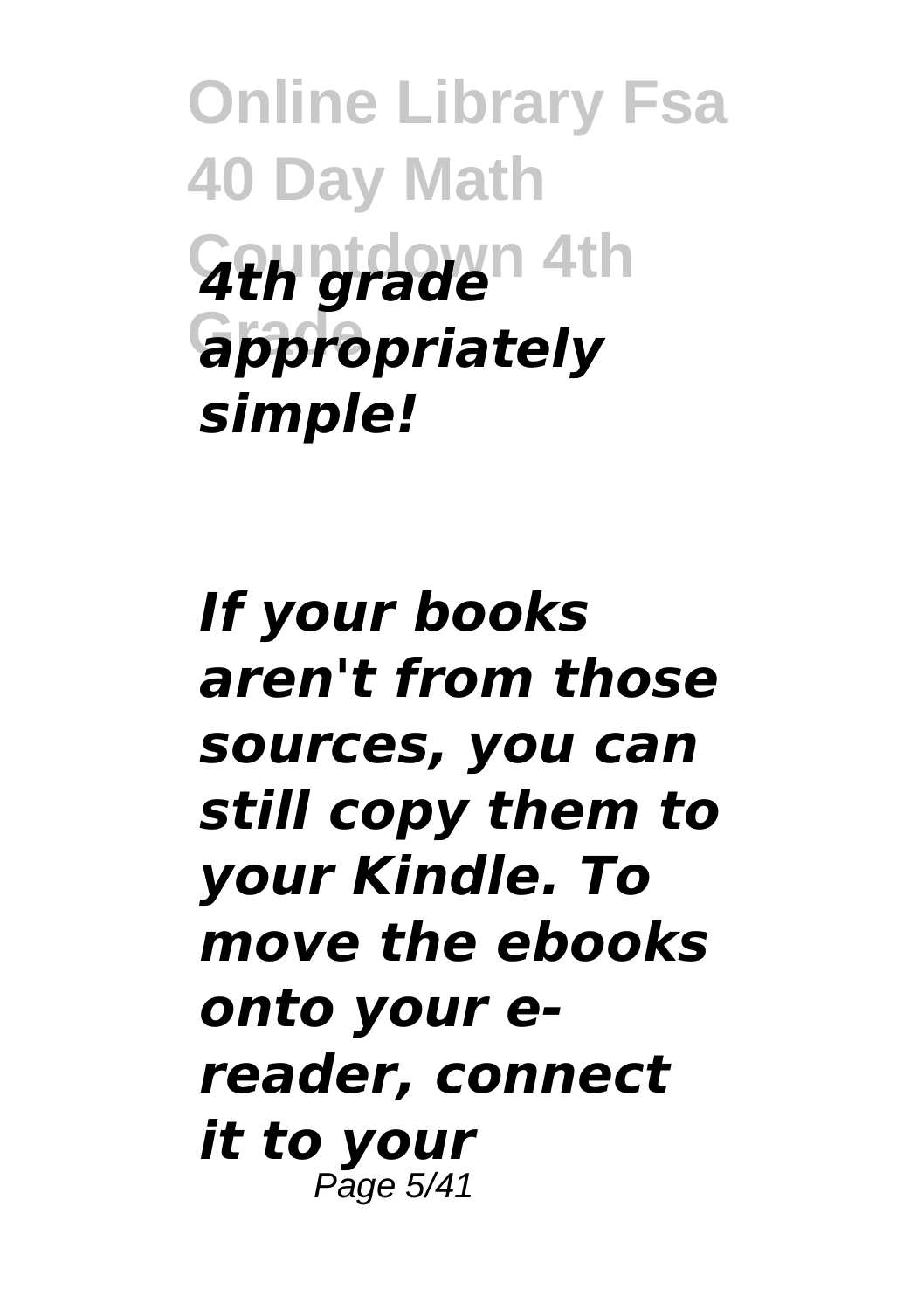*4th grade appropriately simple!*

*If your books aren't from those sources, you can still copy them to your Kindle. To move the ebooks onto your e-reader, connect it to your*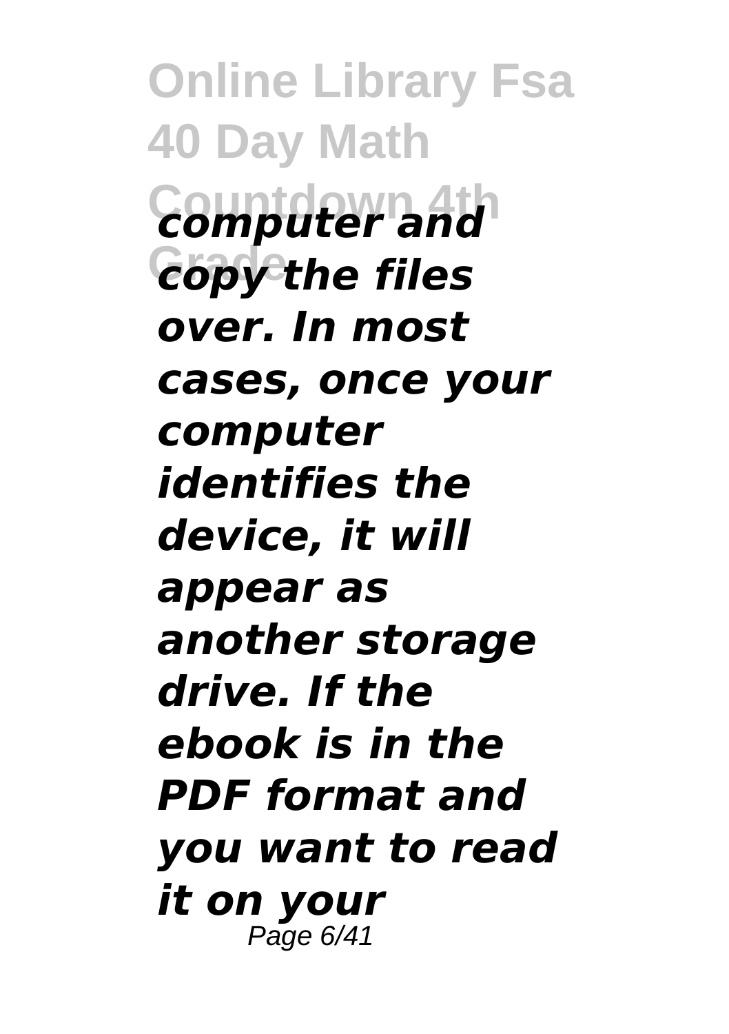*computer and copy the files over. In most cases, once your computer identifies the device, it will appear as another storage drive. If the ebook is in the PDF format and you want to read it on your*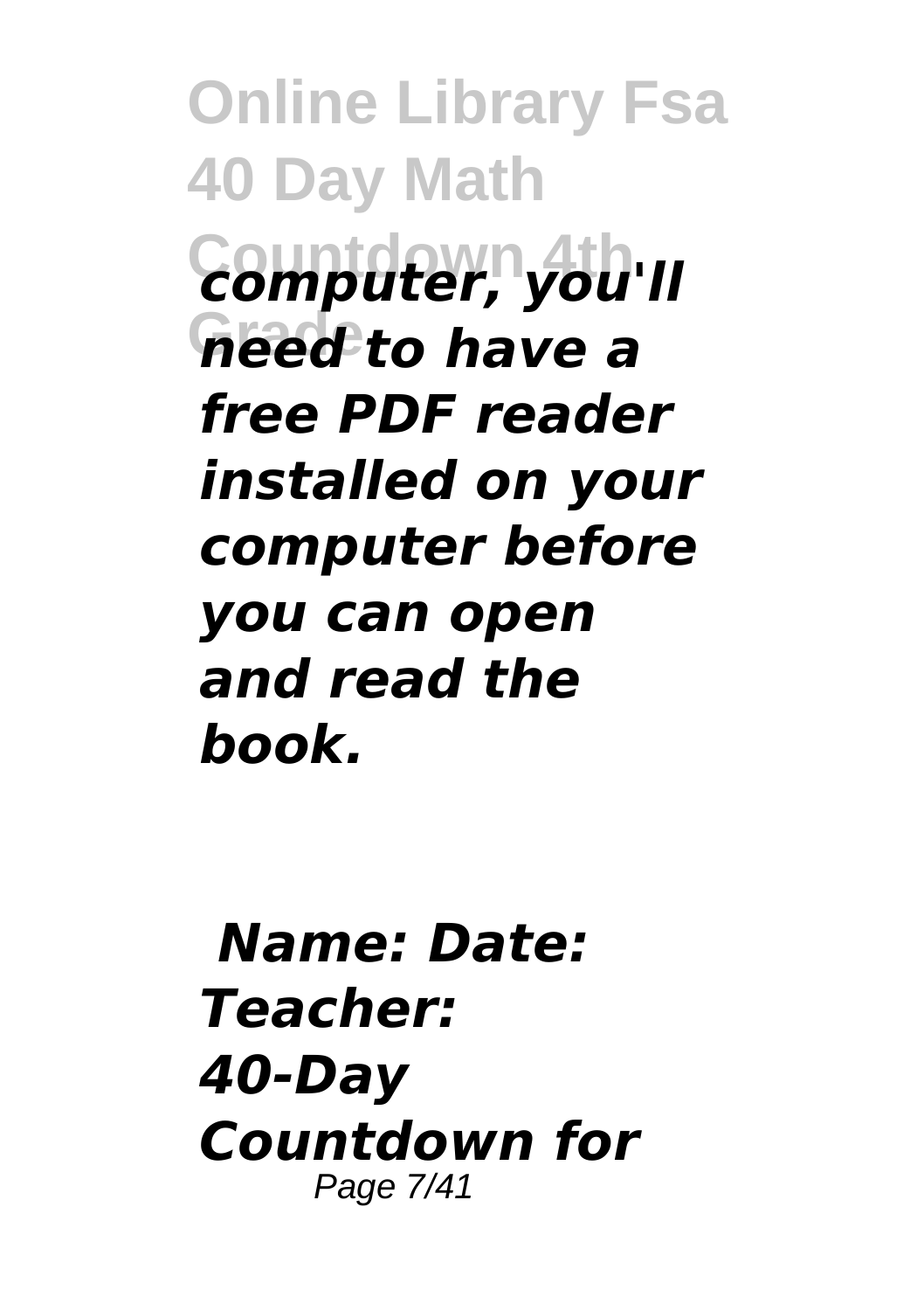*computer, you'll need to have a free PDF reader installed on your computer before you can open and read the book.*

*Name: Date: Teacher: 40-Day Countdown for*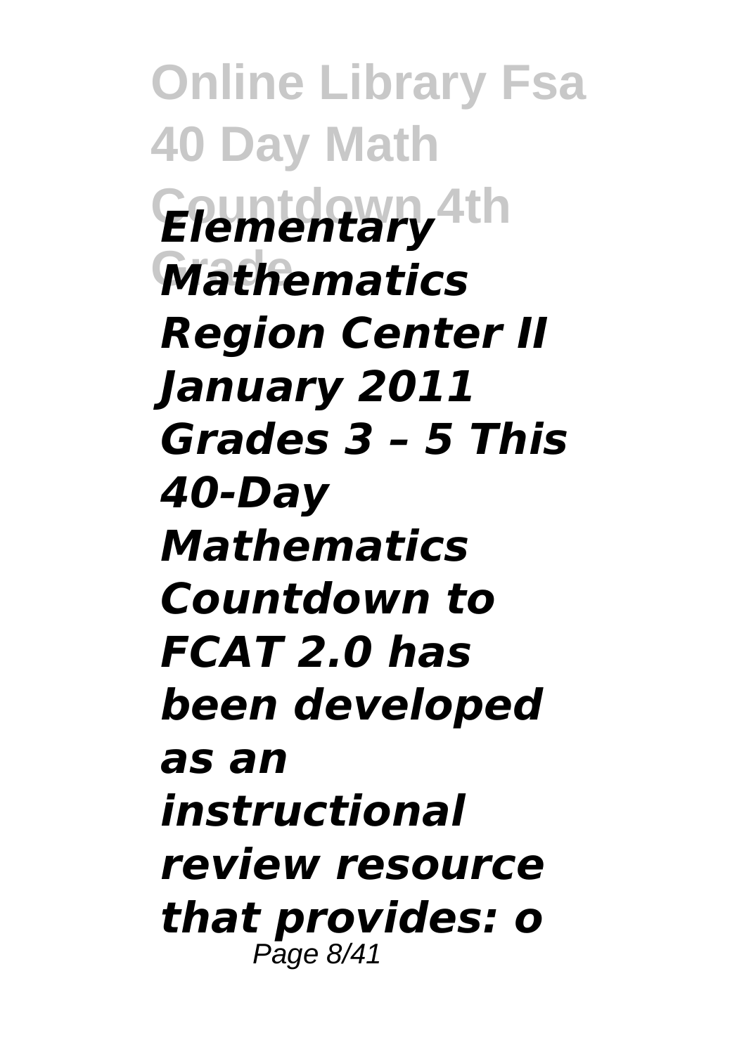***Elementary Mathematics Region Center II January 2011 Grades 3 – 5 This 40-Day Mathematics Countdown to FCAT 2.0 has been developed as an instructional review resource that provides: o***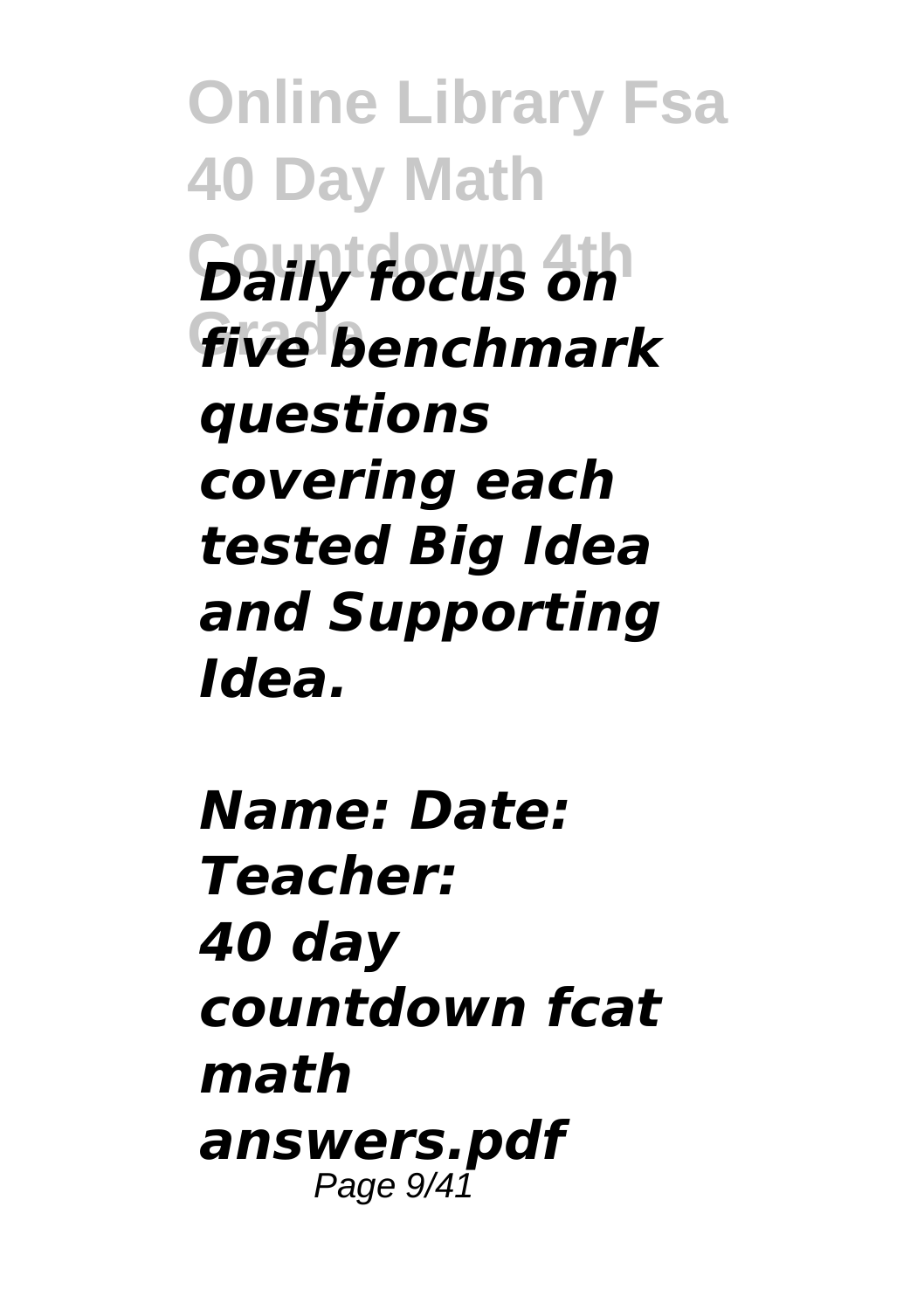*Daily focus on five benchmark questions covering each tested Big Idea and Supporting Idea.*

*Name: Date: Teacher:*
*40 day countdown fcat math answers.pdf*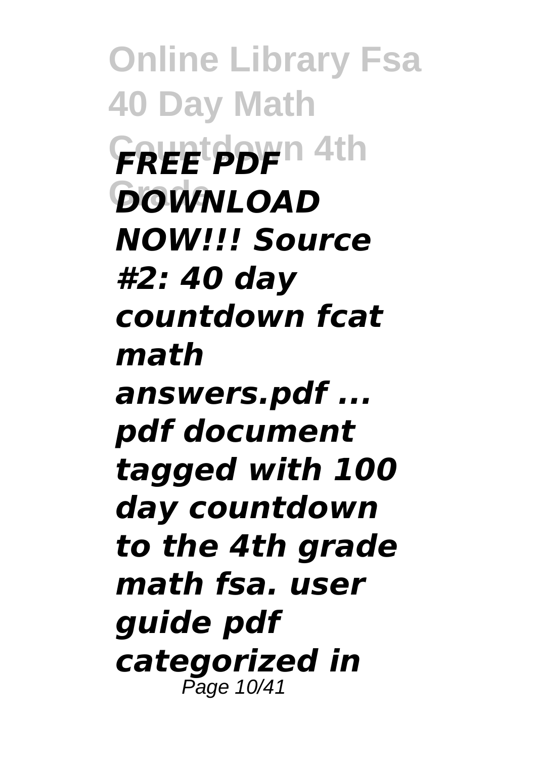*FREE PDF DOWNLOAD NOW!!! Source #2: 40 day countdown fcat math answers.pdf ... pdf document tagged with 100 day countdown to the 4th grade math fsa. user guide pdf categorized in*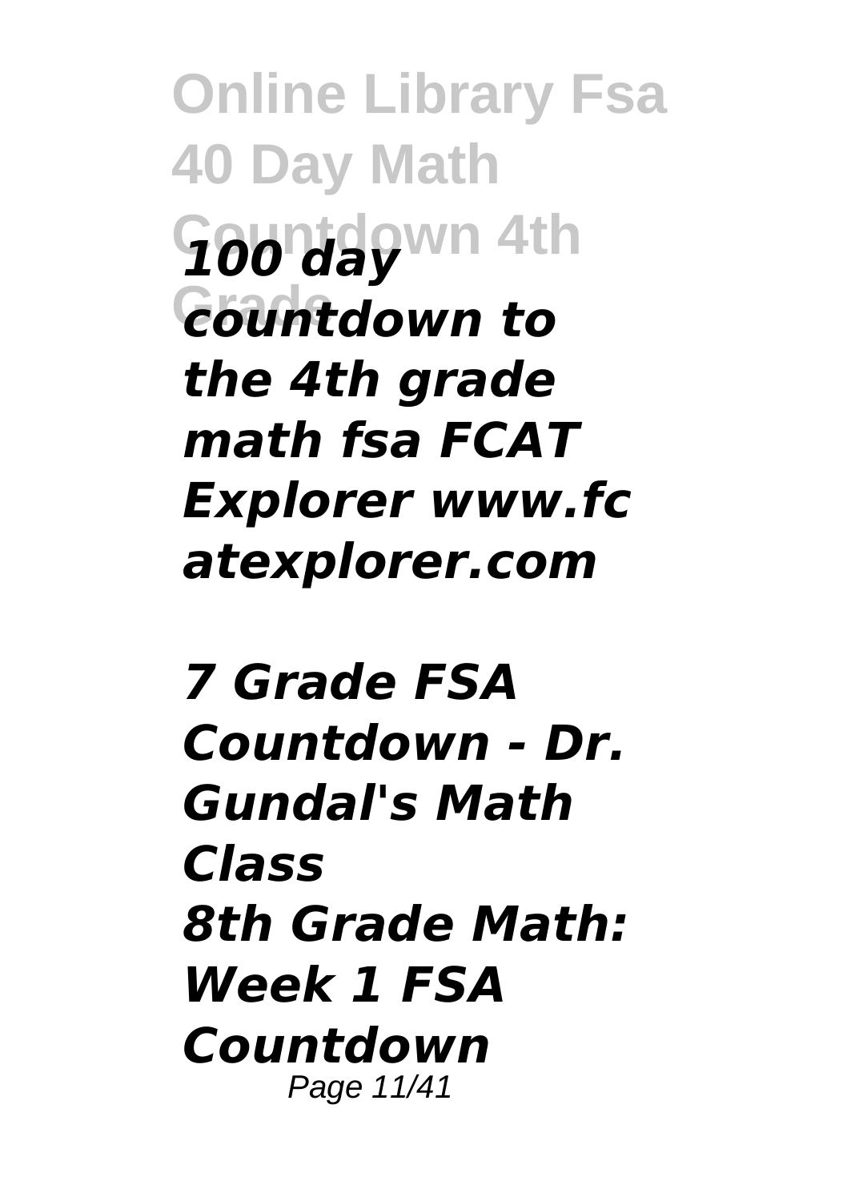*100 day countdown to the 4th grade math fsa FCAT Explorer www.fcatexplorer.com*

*7 Grade FSA Countdown - Dr. Gundal's Math Class*

*8th Grade Math: Week 1 FSA Countdown*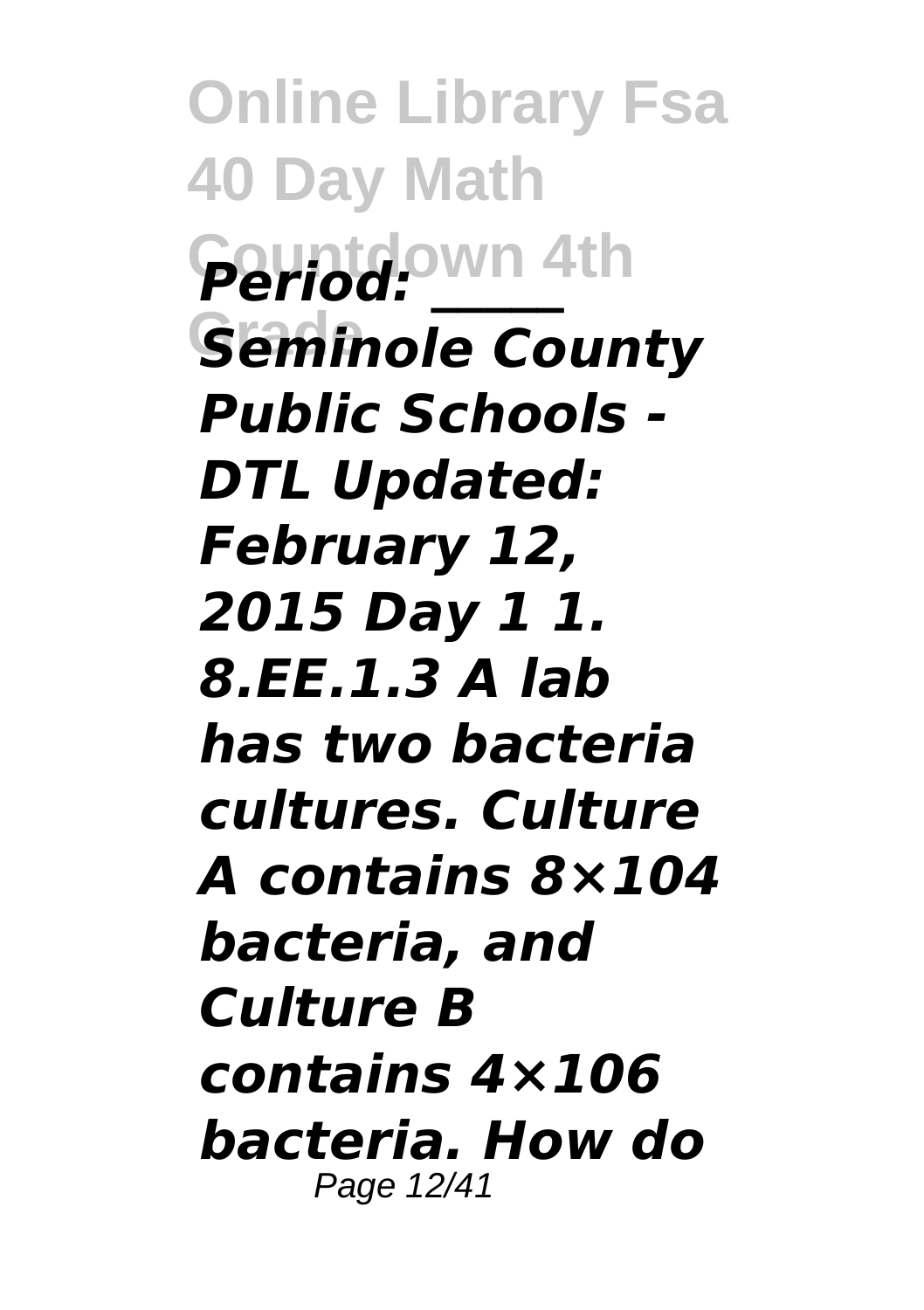*Period: _____ Seminole County Public Schools - DTL Updated: February 12, 2015 Day 1 1. 8.EE.1.3 A lab has two bacteria cultures. Culture A contains 8×104 bacteria, and Culture B contains 4×106 bacteria. How do*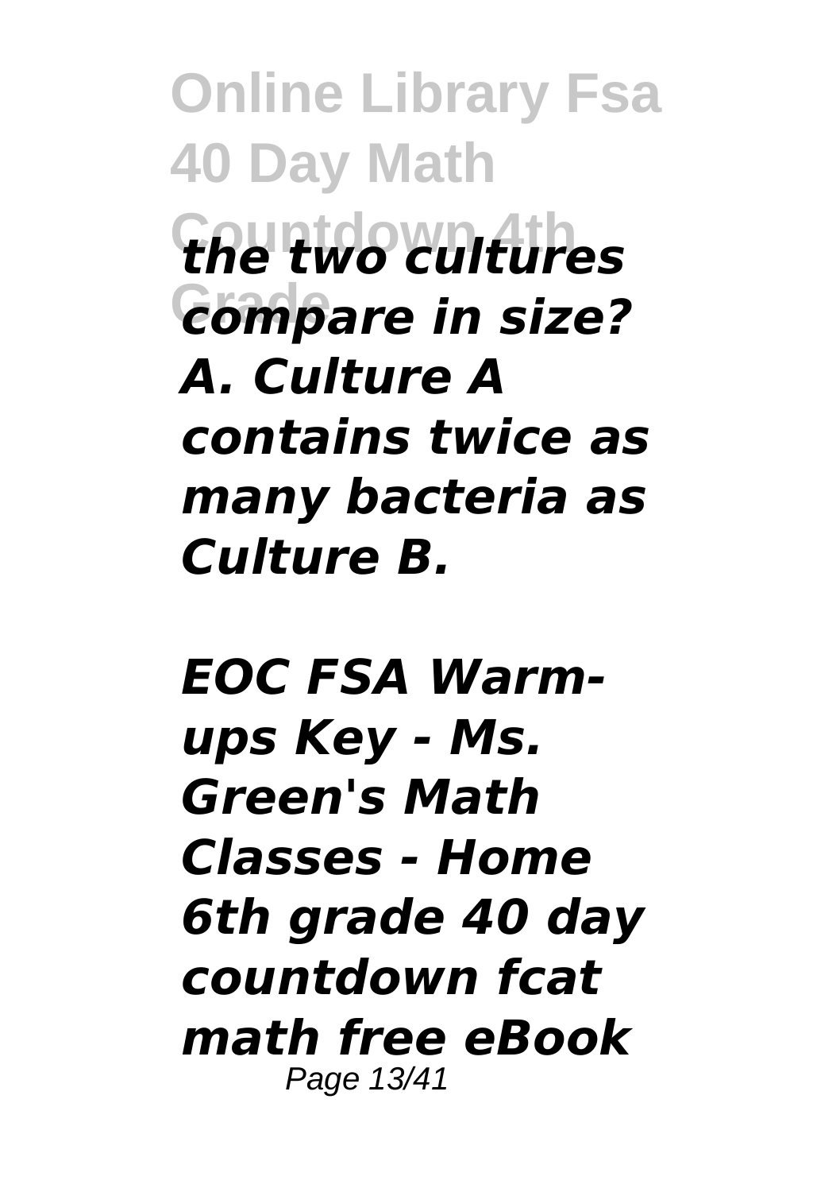*the two cultures compare in size? A. Culture A contains twice as many bacteria as Culture B.*

*EOC FSA Warm-ups Key - Ms. Green's Math Classes - Home 6th grade 40 day countdown fcat math free eBook*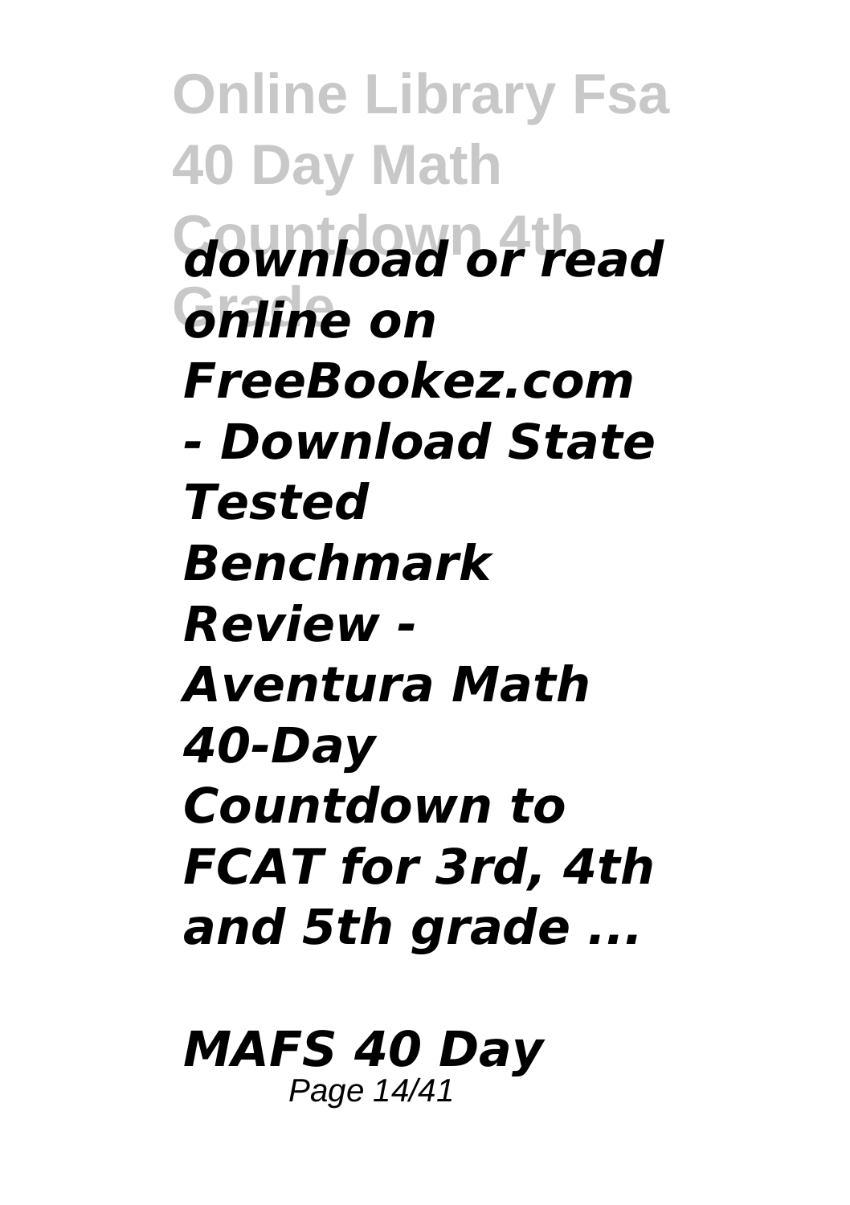*download or read online on FreeBookez.com - Download State Tested Benchmark Review - Aventura Math 40-Day Countdown to FCAT for 3rd, 4th and 5th grade ...*

***MAFS 40 Day***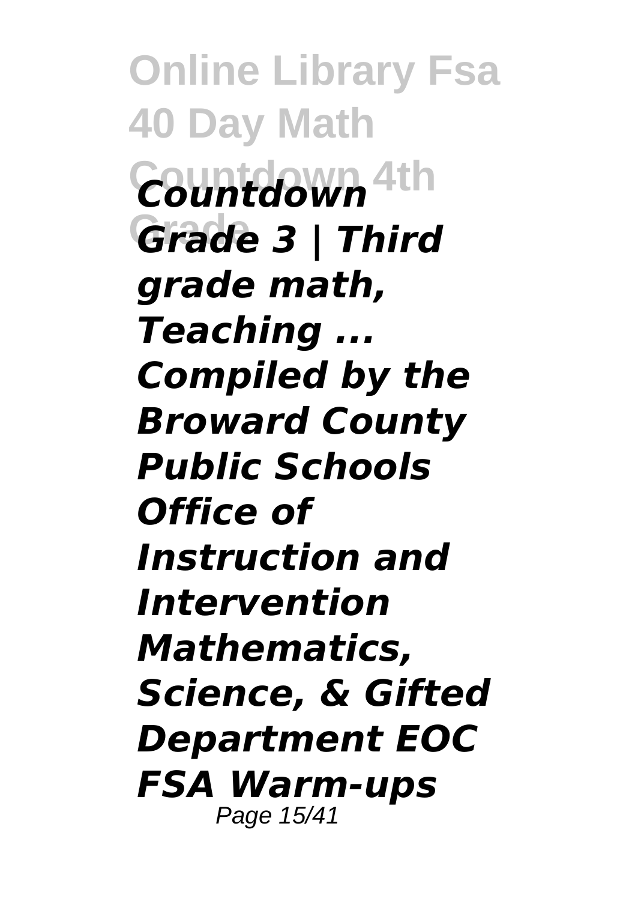*Countdown Grade 3 | Third grade math, Teaching ... Compiled by the Broward County Public Schools Office of Instruction and Intervention Mathematics, Science, & Gifted Department EOC FSA Warm-ups*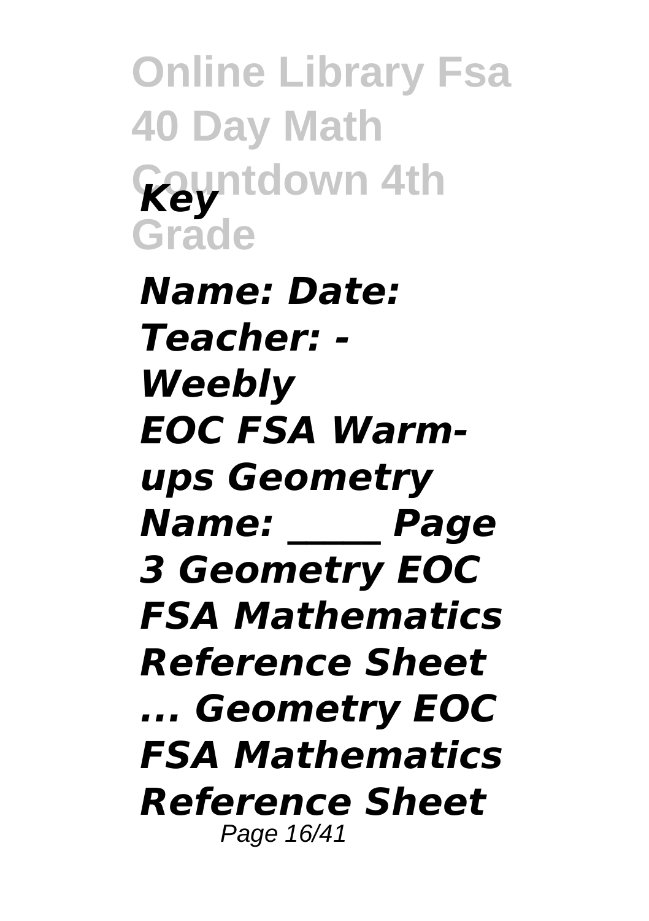*Key*

*Name: Date: Teacher: - Weebly*
*EOC FSA Warm-ups Geometry Name: _____ Page 3 Geometry EOC FSA Mathematics Reference Sheet ... Geometry EOC FSA Mathematics Reference Sheet*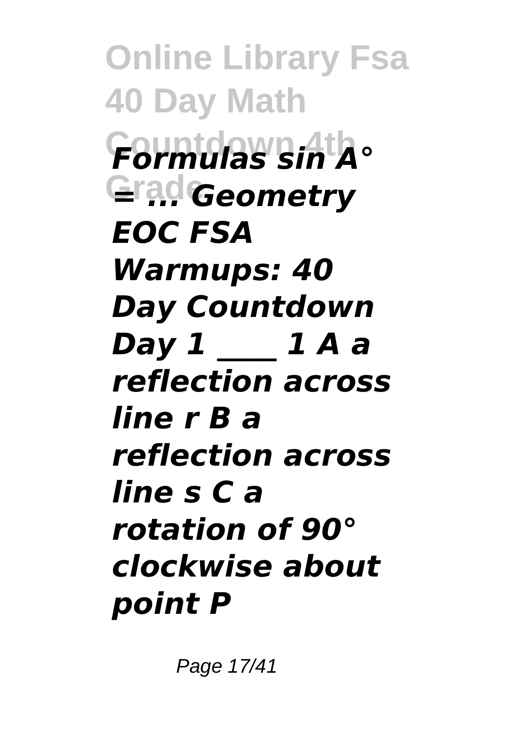*Formulas sin A° = ... Geometry EOC FSA Warmups: 40 Day Countdown Day 1 ____ 1 A a reflection across line r B a reflection across line s C a rotation of 90° clockwise about point P*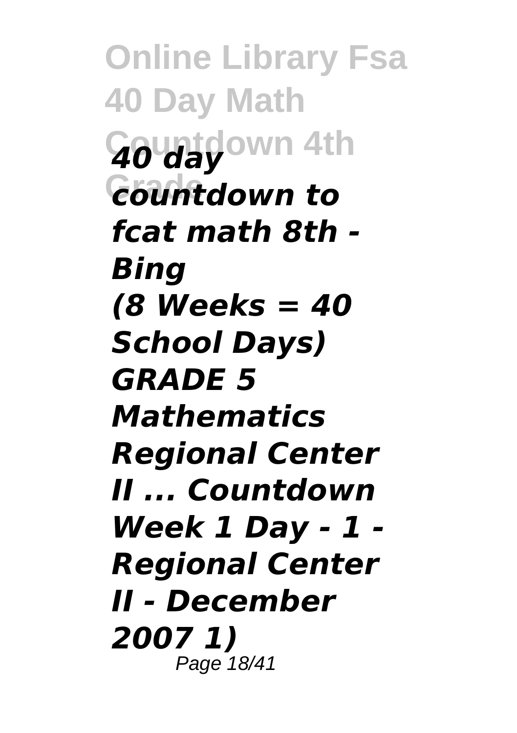*40 day countdown to fcat math 8th - Bing (8 Weeks = 40 School Days) GRADE 5 Mathematics Regional Center II ... Countdown Week 1 Day - 1 - Regional Center II - December 2007 1)*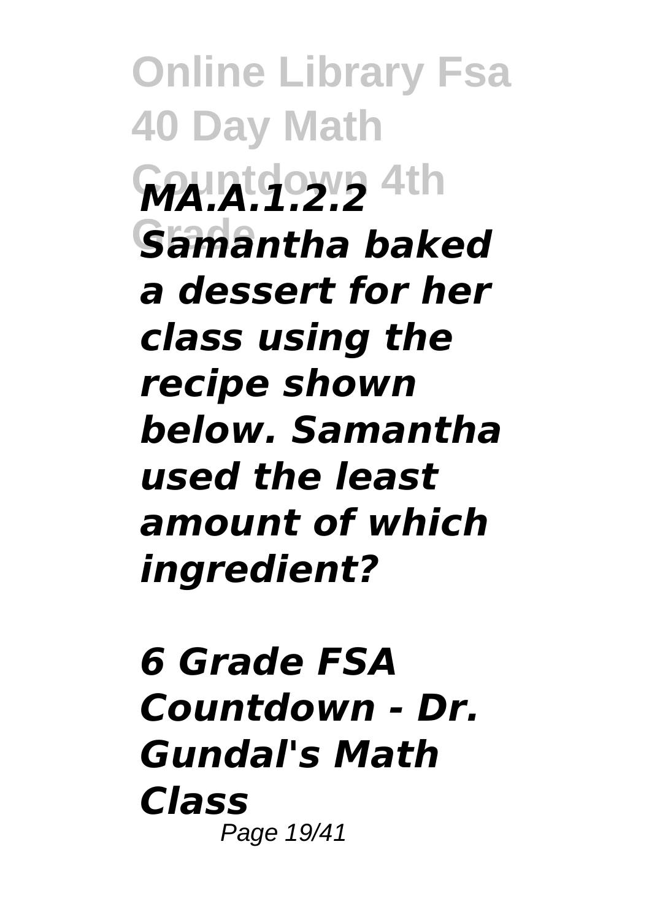*MA.A.1.2.2 Samantha baked a dessert for her class using the recipe shown below. Samantha used the least amount of which ingredient?*

*6 Grade FSA Countdown - Dr. Gundal's Math Class*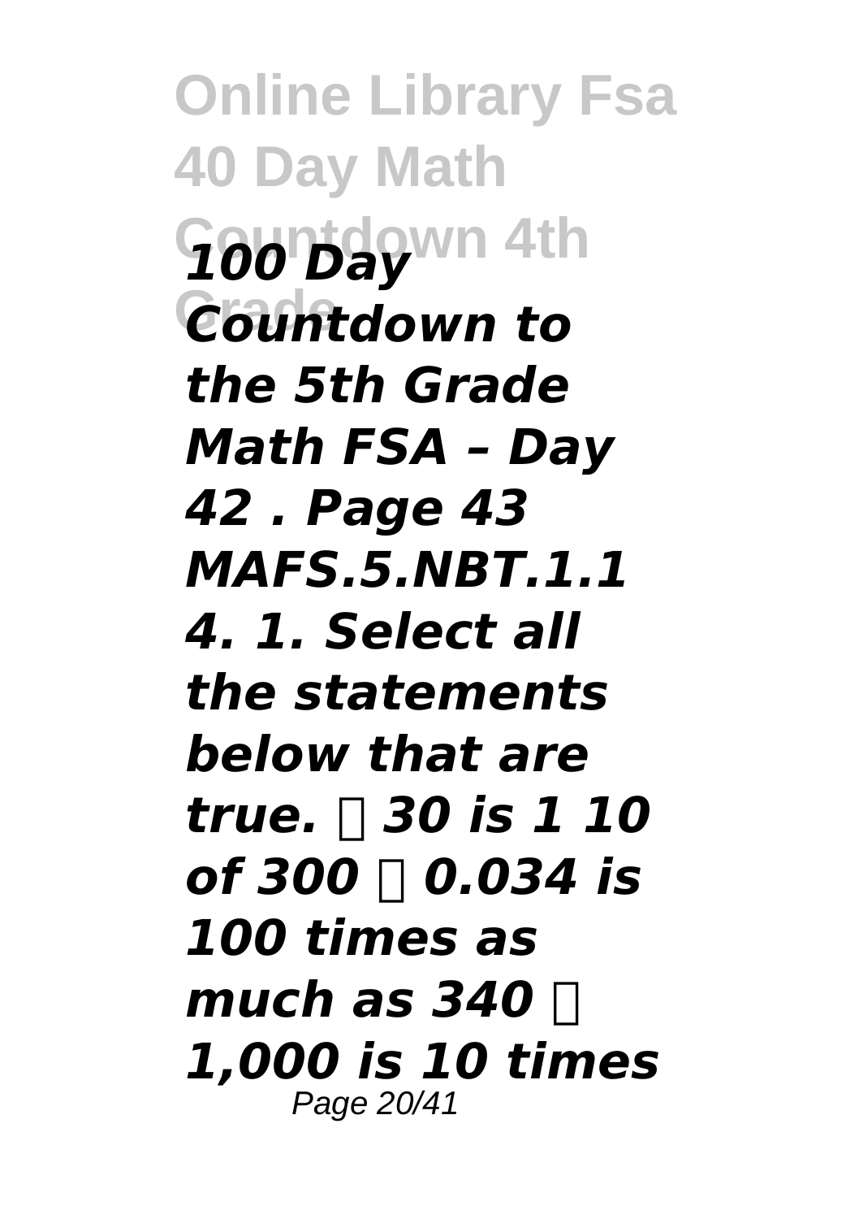*100 Day Countdown to the 5th Grade Math FSA – Day 42 . Page 43 MAFS.5.NBT.1.1 4. 1. Select all the statements below that are true.  30 is 1 10 of 300  0.034 is 100 times as much as 340  1,000 is 10 times*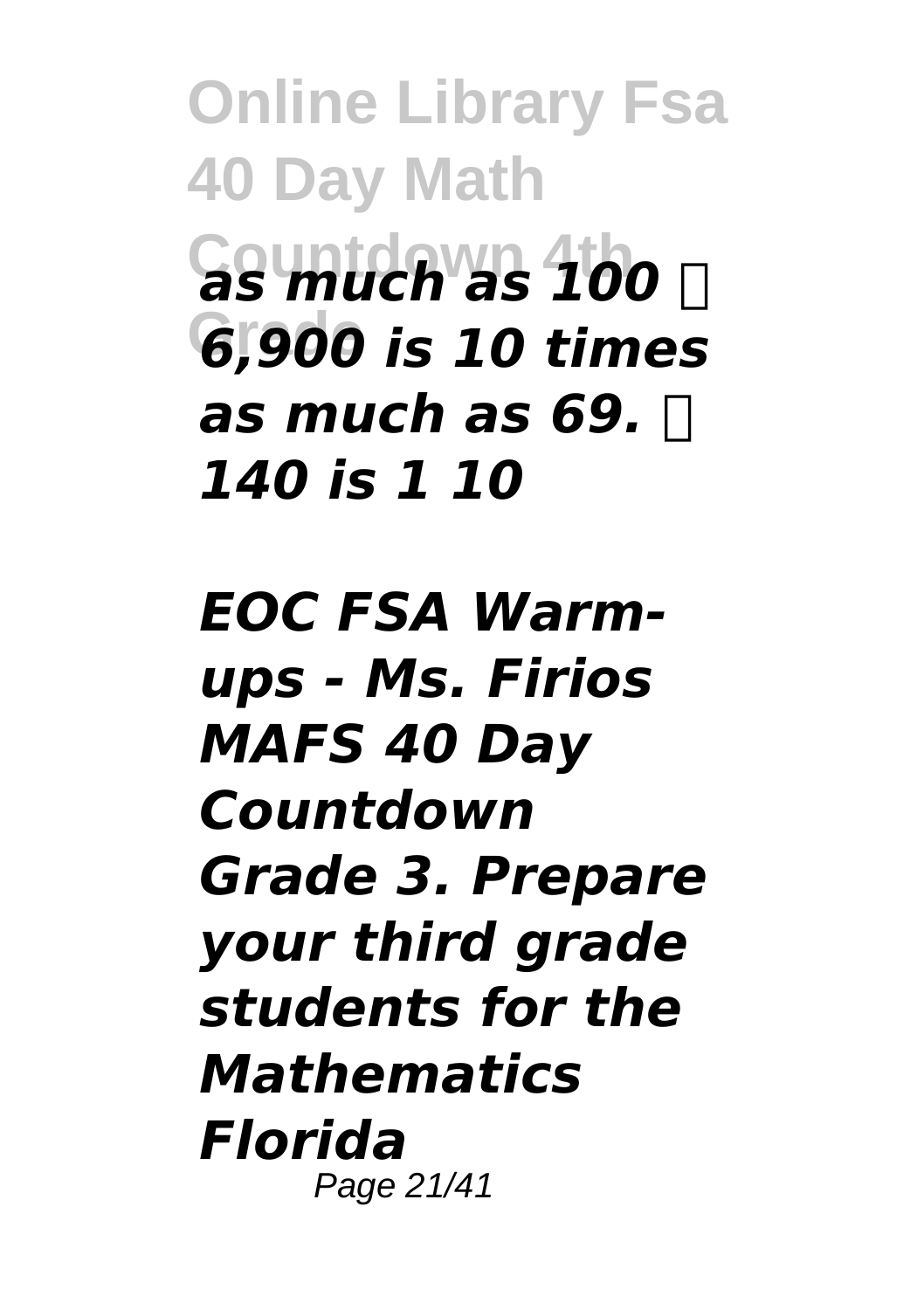*as much as 100  6,900 is 10 times as much as 69.  140 is 1 10*

*EOC FSA Warm-ups - Ms. Firios MAFS 40 Day Countdown Grade 3. Prepare your third grade students for the Mathematics Florida*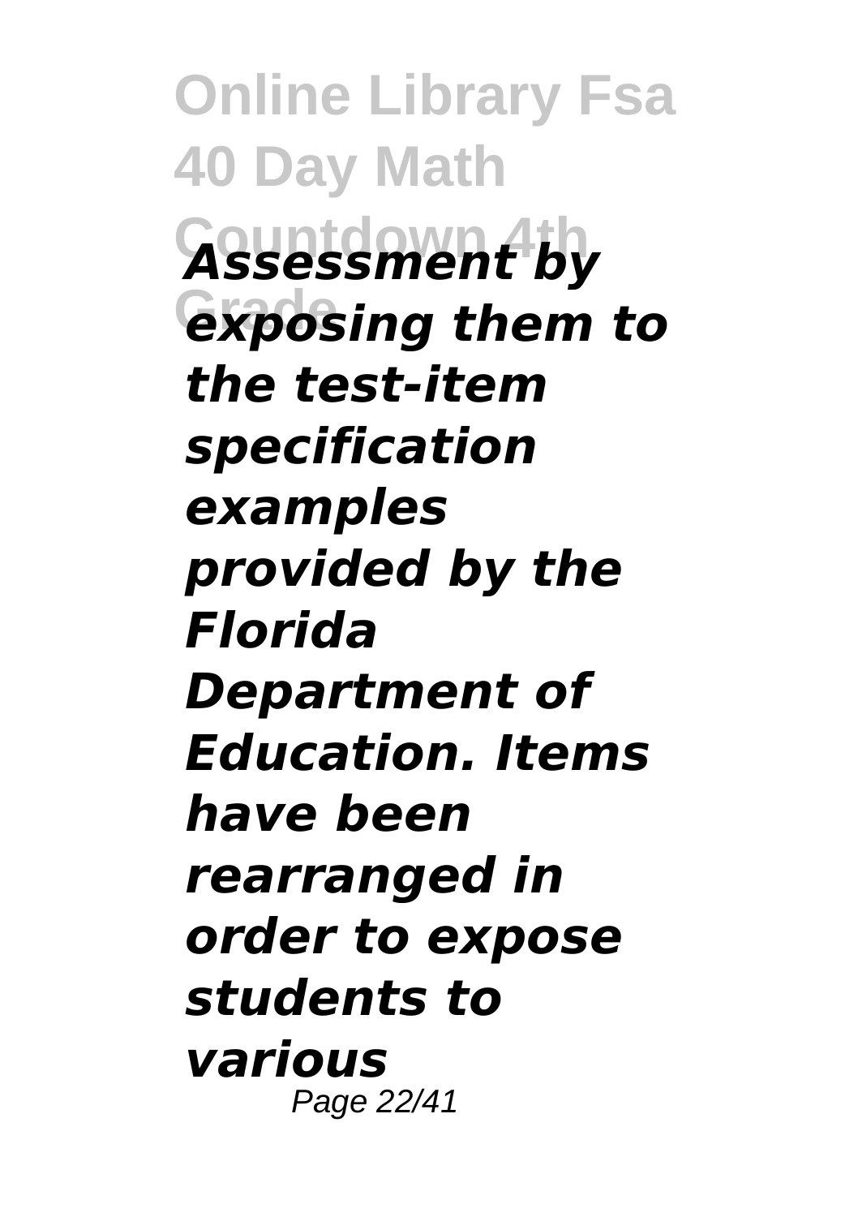*Assessment by exposing them to the test-item specification examples provided by the Florida Department of Education. Items have been rearranged in order to expose students to various*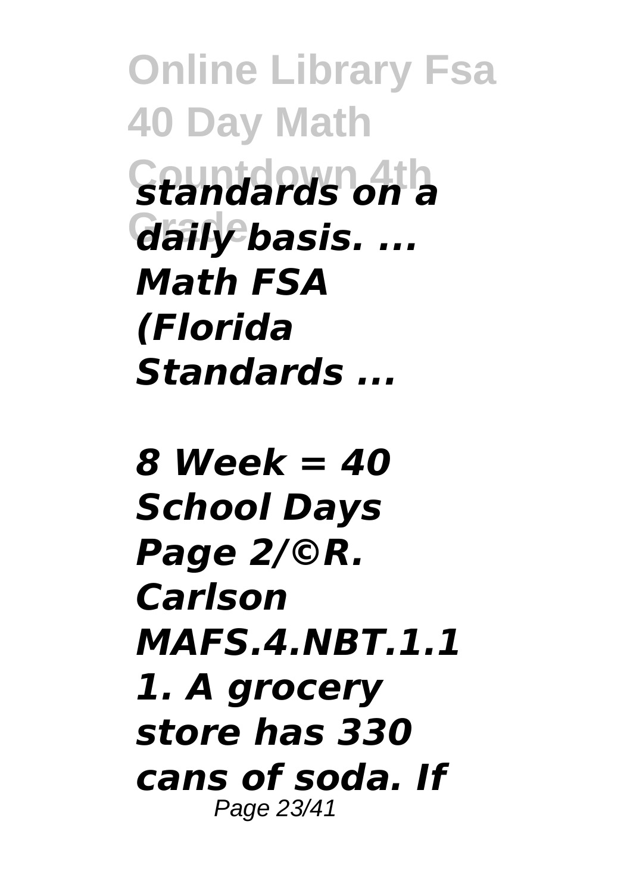*standards on a daily basis. ... Math FSA (Florida Standards ...*

*8 Week = 40 School Days Page 2/©R. Carlson MAFS.4.NBT.1.1 1. A grocery store has 330 cans of soda. If*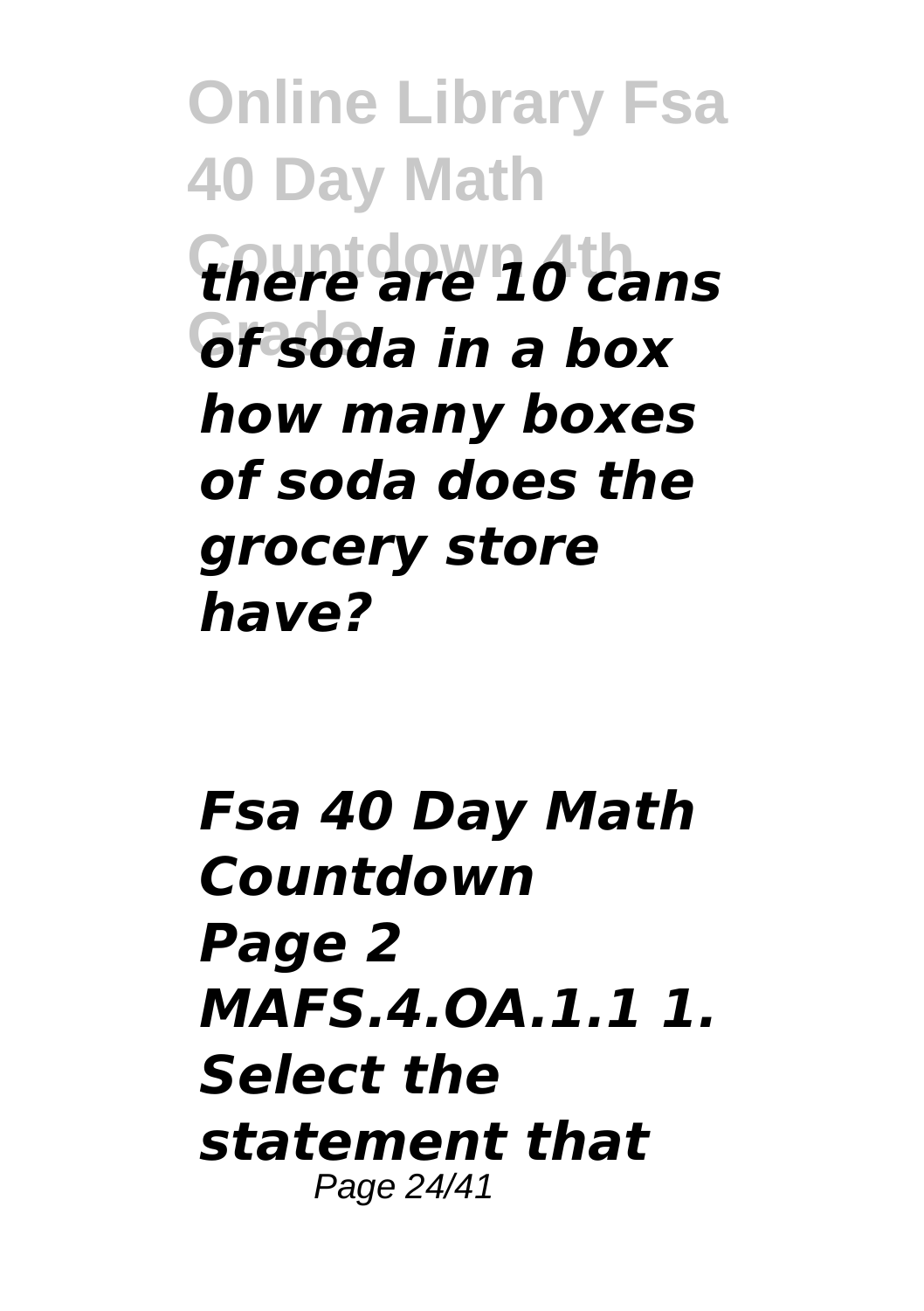*there are 10 cans of soda in a box how many boxes of soda does the grocery store have?*

***Fsa 40 Day Math Countdown***

***Page 2 MAFS.4.OA.1.1 1. Select the statement that***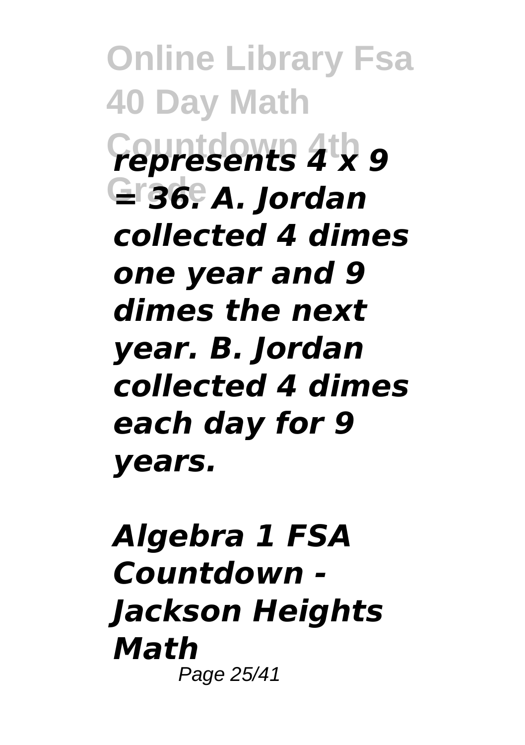*represents 4 x 9 = 36. A. Jordan collected 4 dimes one year and 9 dimes the next year. B. Jordan collected 4 dimes each day for 9 years.*

## *Algebra 1 FSA Countdown - Jackson Heights Math*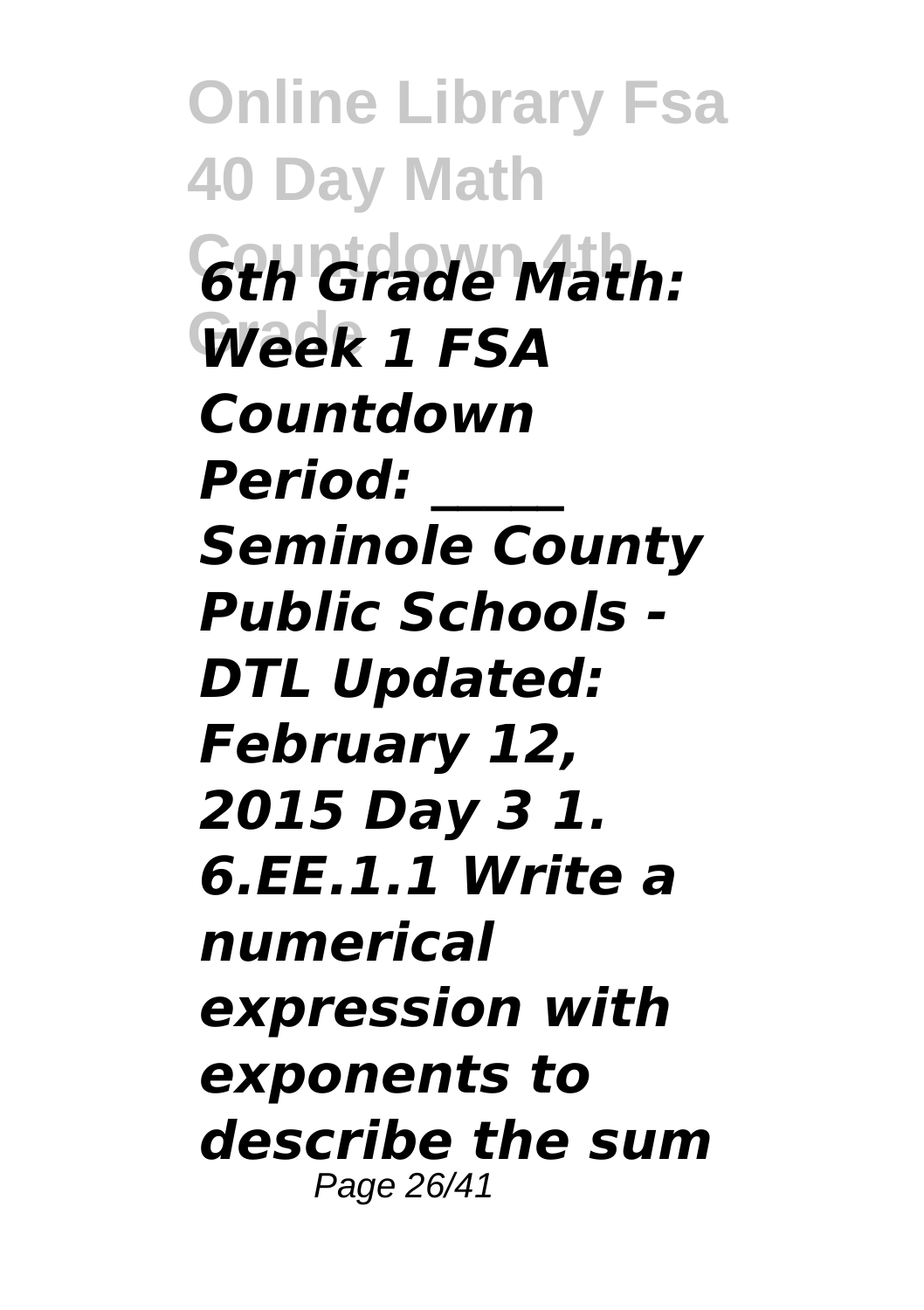*6th Grade Math: Week 1 FSA Countdown Period: _____ Seminole County Public Schools - DTL Updated: February 12, 2015 Day 3 1. 6.EE.1.1 Write a numerical expression with exponents to describe the sum*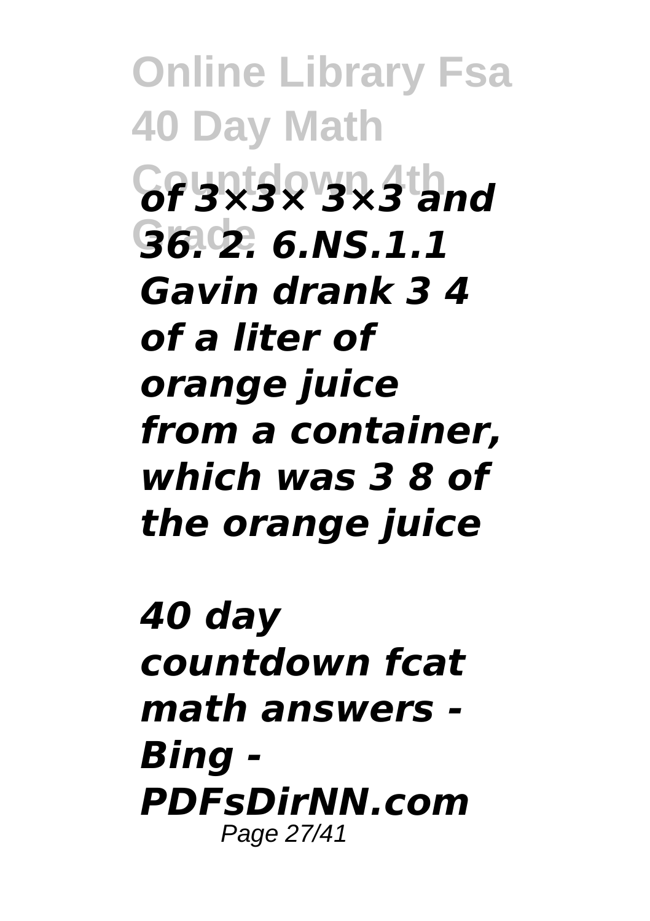*of 3×3× 3×3 and 36. 2. 6.NS.1.1 Gavin drank 3 4 of a liter of orange juice from a container, which was 3 8 of the orange juice*

***40 day countdown fcat math answers - Bing - PDFsDirNN.com***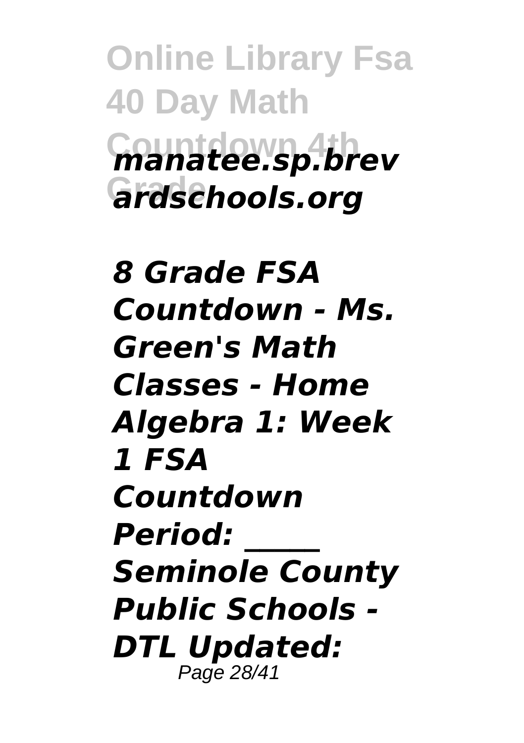*manatee.sp.brevardschools.org*

*8 Grade FSA Countdown - Ms. Green's Math Classes - Home Algebra 1: Week 1 FSA Countdown Period: _____ Seminole County Public Schools - DTL Updated:*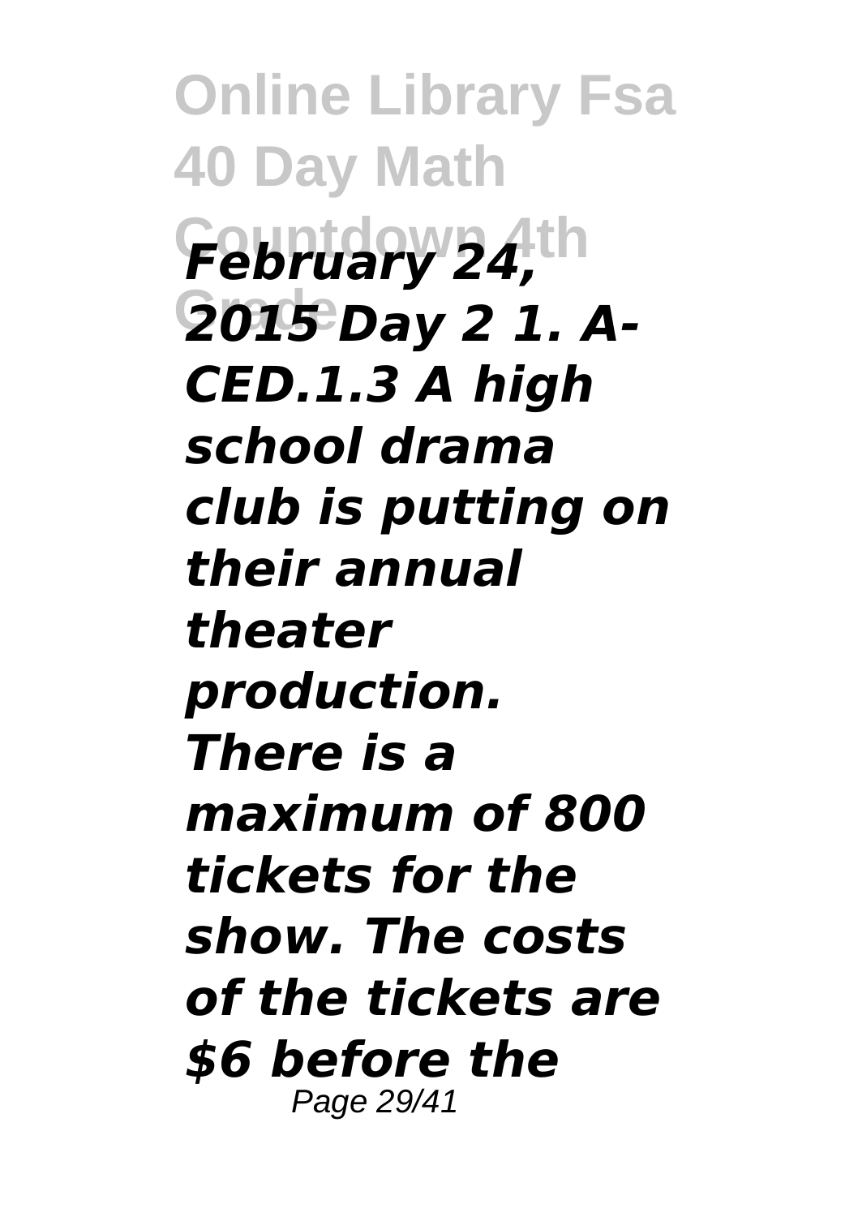*February 24, 2015 Day 2 1. A-CED.1.3 A high school drama club is putting on their annual theater production. There is a maximum of 800 tickets for the show. The costs of the tickets are $6 before the*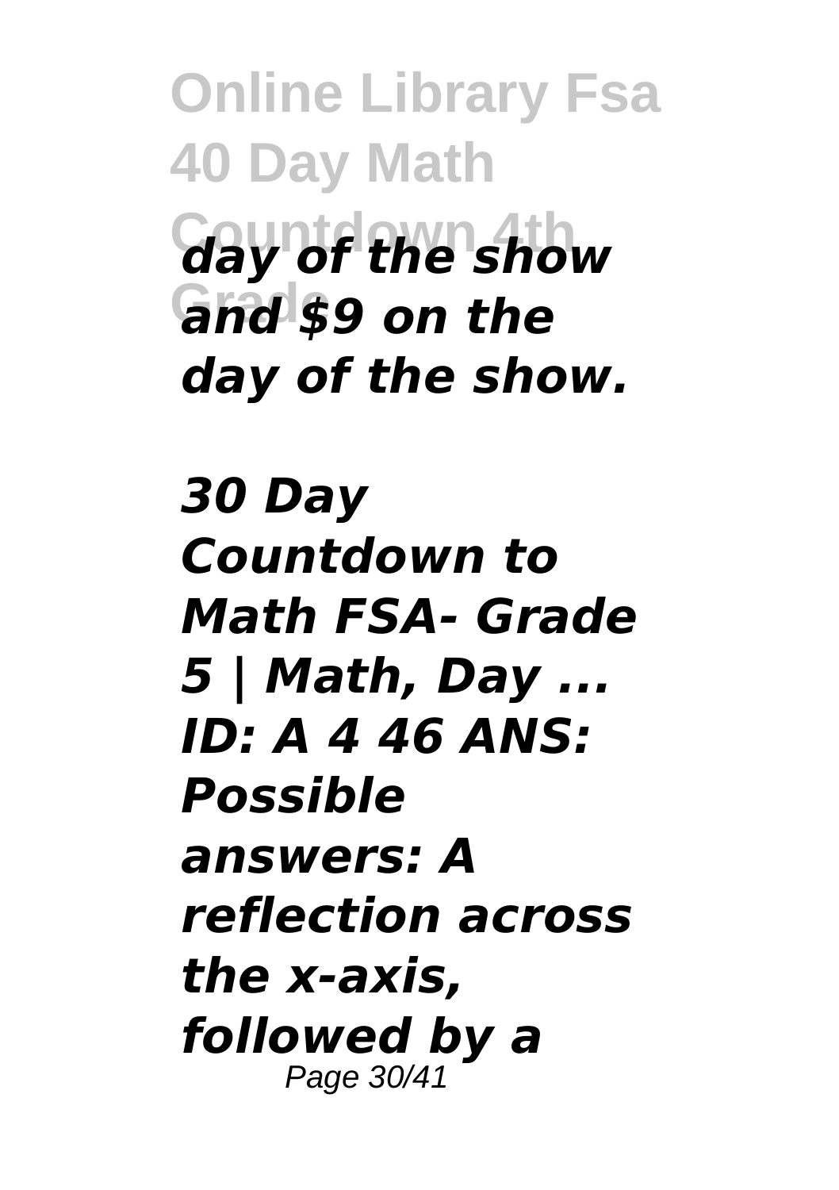*day of the show and $9 on the day of the show.*

*30 Day Countdown to Math FSA- Grade 5 | Math, Day ...*
*ID: A 4 46 ANS: Possible answers: A reflection across the x-axis, followed by a*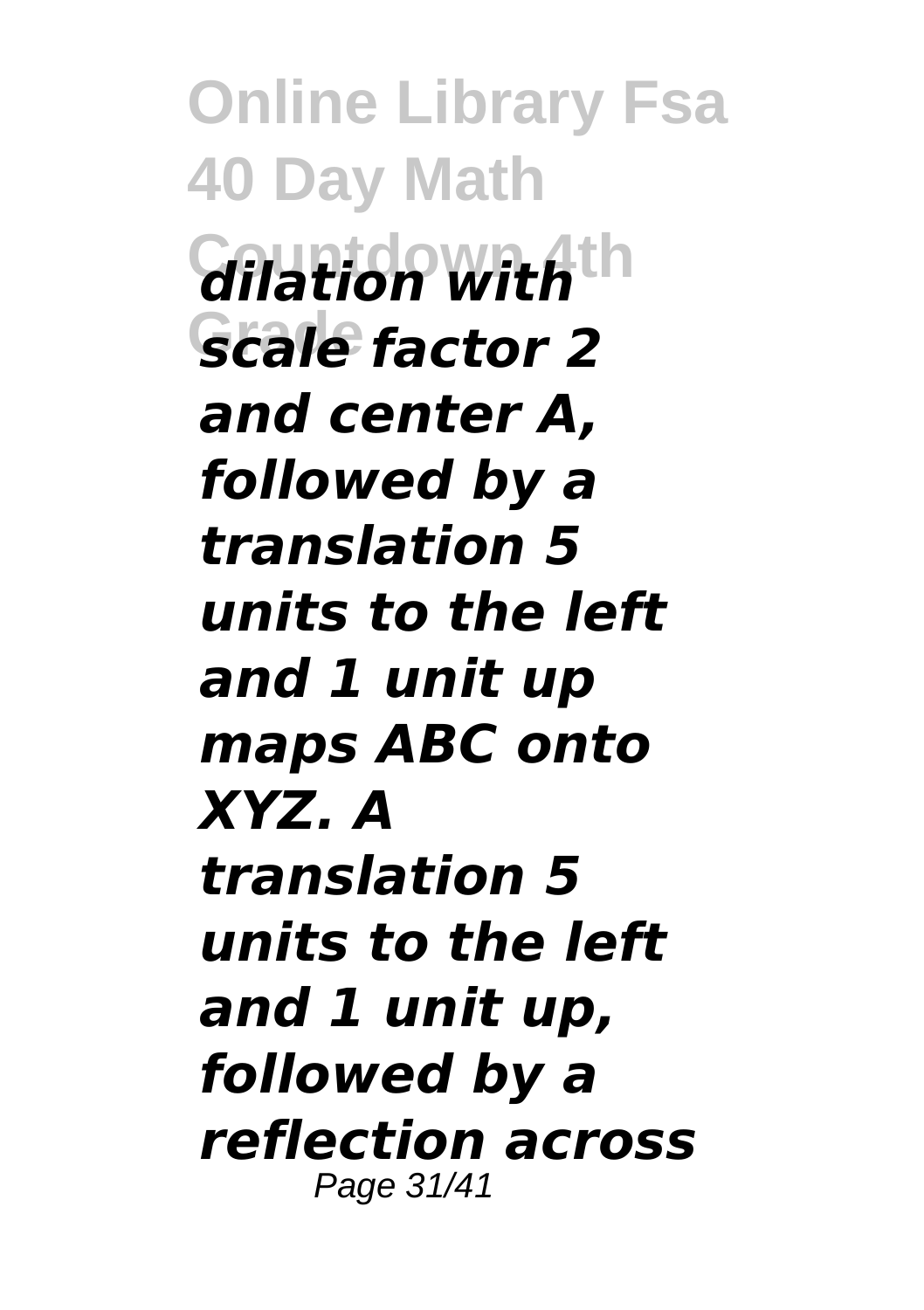*dilation with scale factor 2 and center A, followed by a translation 5 units to the left and 1 unit up maps ABC onto XYZ. A translation 5 units to the left and 1 unit up, followed by a reflection across*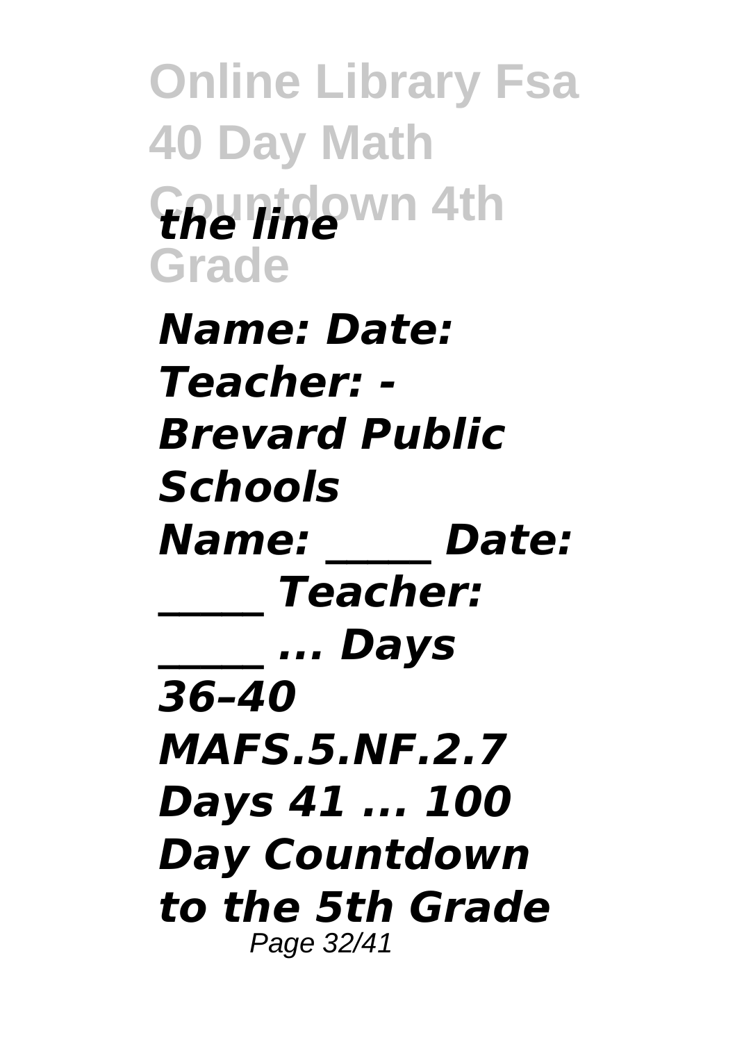*the line*

*Name: Date: Teacher: - Brevard Public Schools*

*Name: _____ Date: _____ Teacher: _____ ... Days 36–40 MAFS.5.NF.2.7 Days 41 ... 100 Day Countdown to the 5th Grade*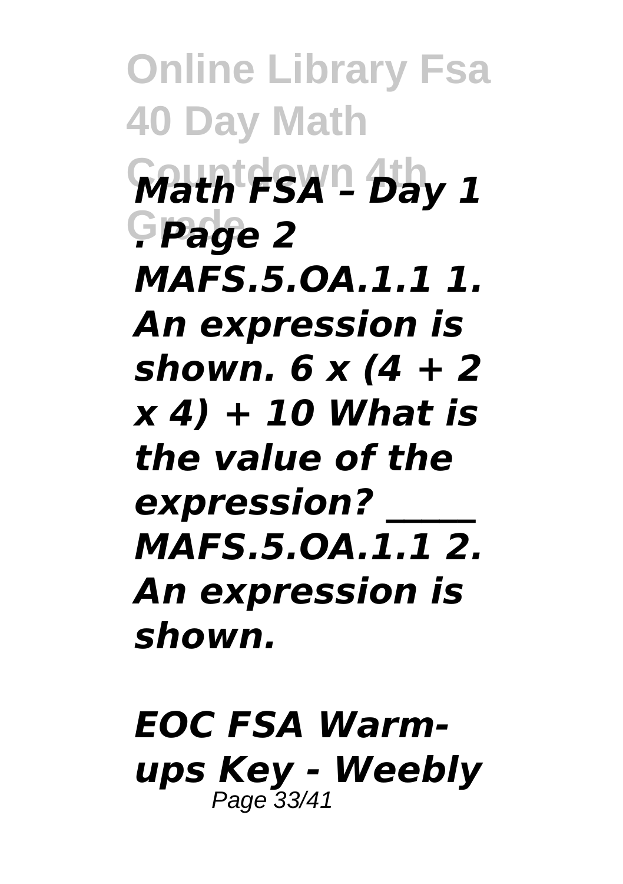*Math FSA – Day 1 : Page 2 MAFS.5.OA.1.1 1. An expression is shown. 6 x (4 + 2 x 4) + 10 What is the value of the expression? \_\_\_\_\_ MAFS.5.OA.1.1 2. An expression is shown.*

## *EOC FSA Warm-ups Key - Weebly*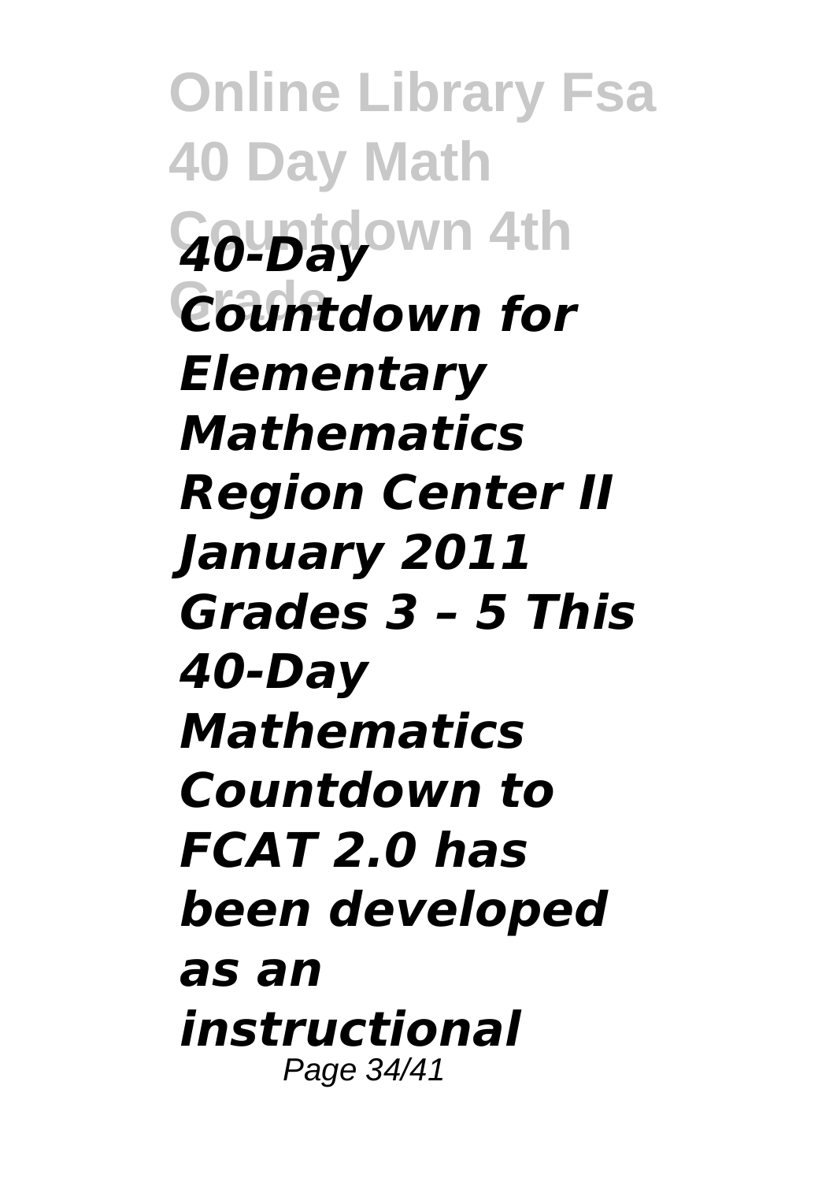*40-Day Countdown for Elementary Mathematics Region Center II January 2011 Grades 3 – 5 This 40-Day Mathematics Countdown to FCAT 2.0 has been developed as an instructional*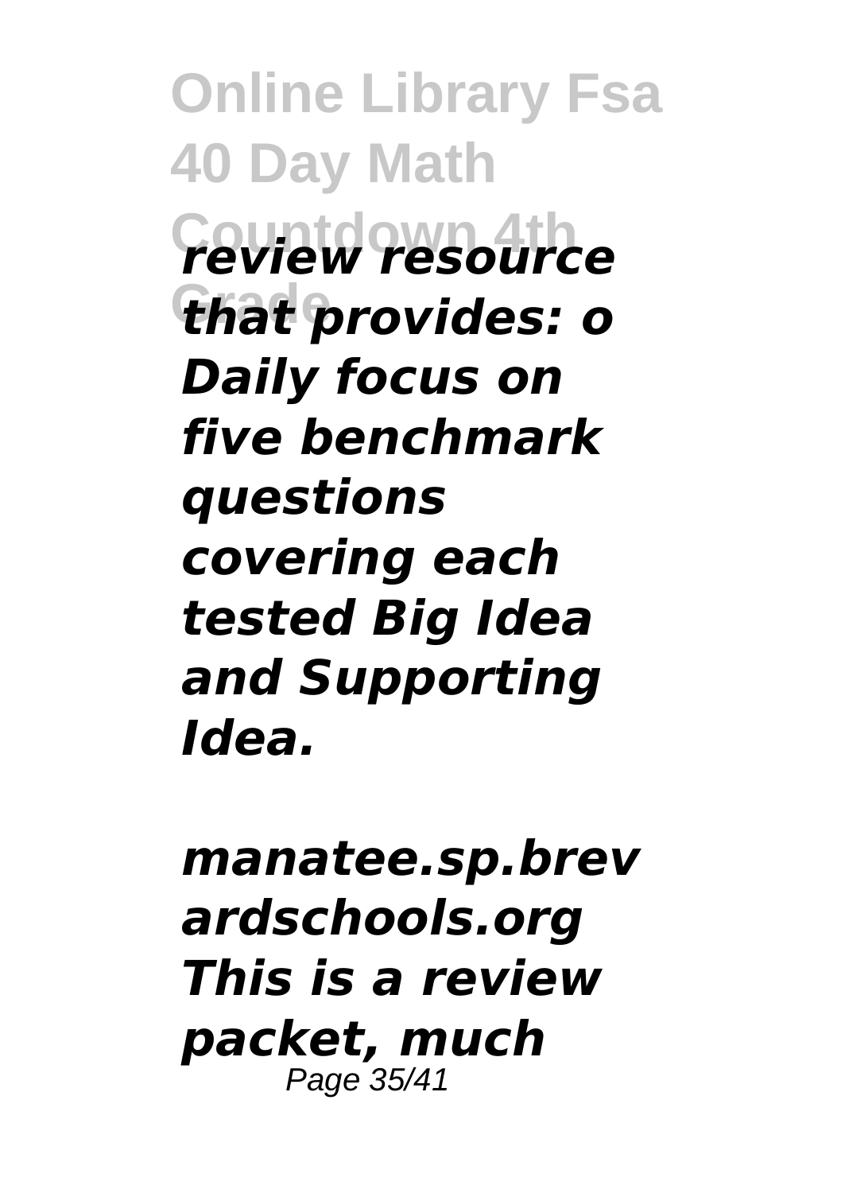*review resource that provides: o Daily focus on five benchmark questions covering each tested Big Idea and Supporting Idea.*

*manatee.sp.brevardschools.org This is a review packet, much*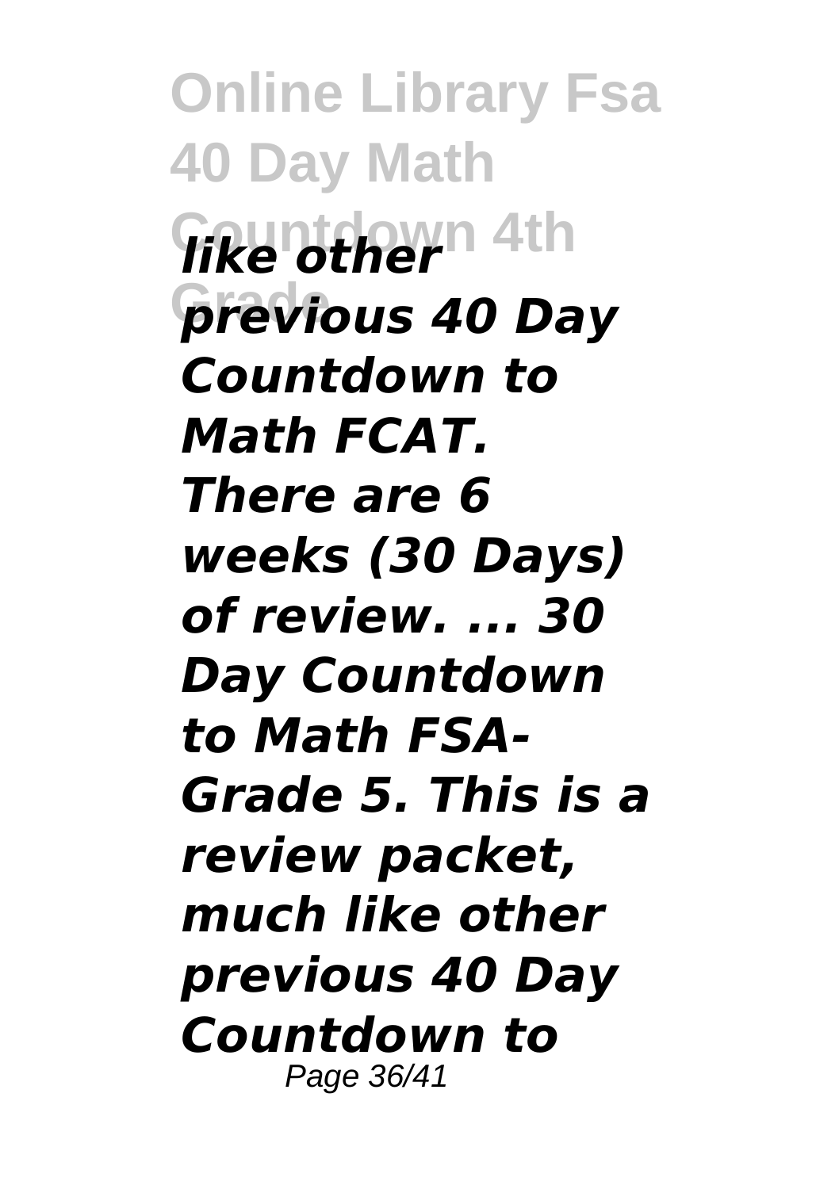*like other previous 40 Day Countdown to Math FCAT. There are 6 weeks (30 Days) of review. ... 30 Day Countdown to Math FSA-Grade 5. This is a review packet, much like other previous 40 Day Countdown to*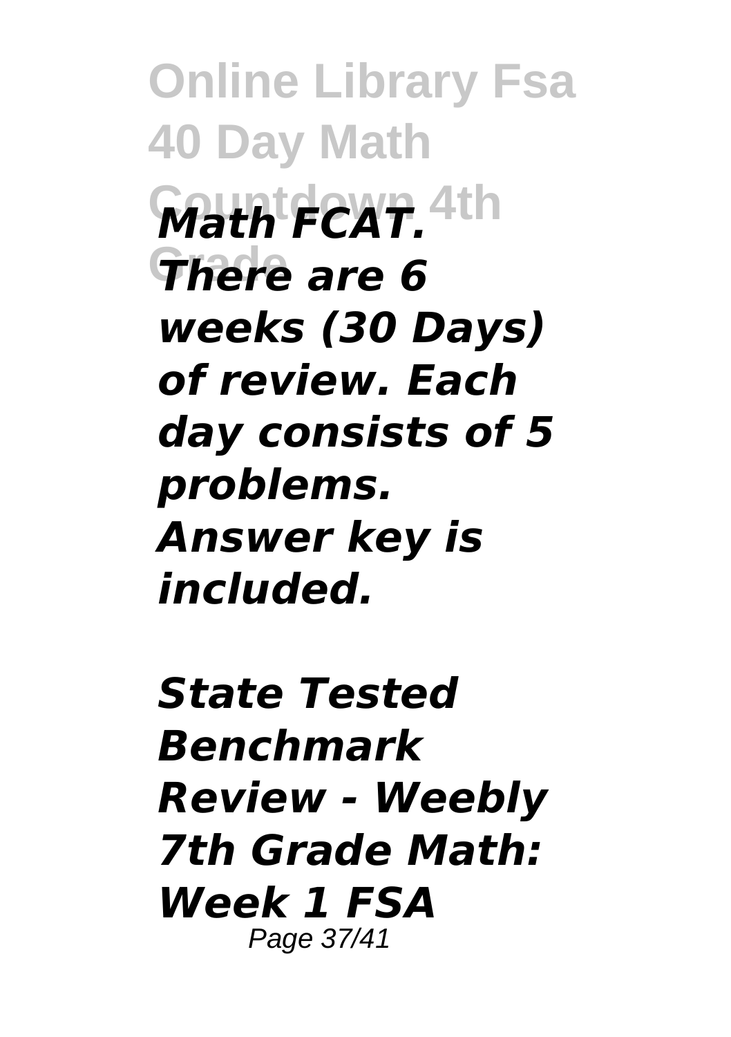*Math FCAT. There are 6 weeks (30 Days) of review. Each day consists of 5 problems. Answer key is included.*

*State Tested Benchmark Review - Weebly 7th Grade Math: Week 1 FSA*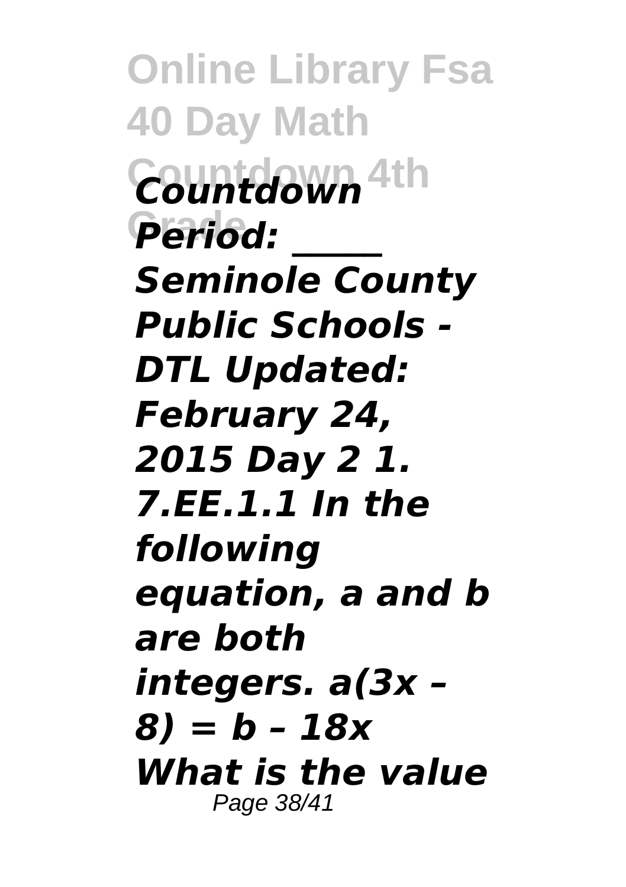***Countdown Period: \_\_\_\_\_ Seminole County Public Schools - DTL Updated: February 24, 2015 Day 2 1. 7.EE.1.1 In the following equation, a and b are both integers. $a(3x – 8) = b – 18x$ What is the value***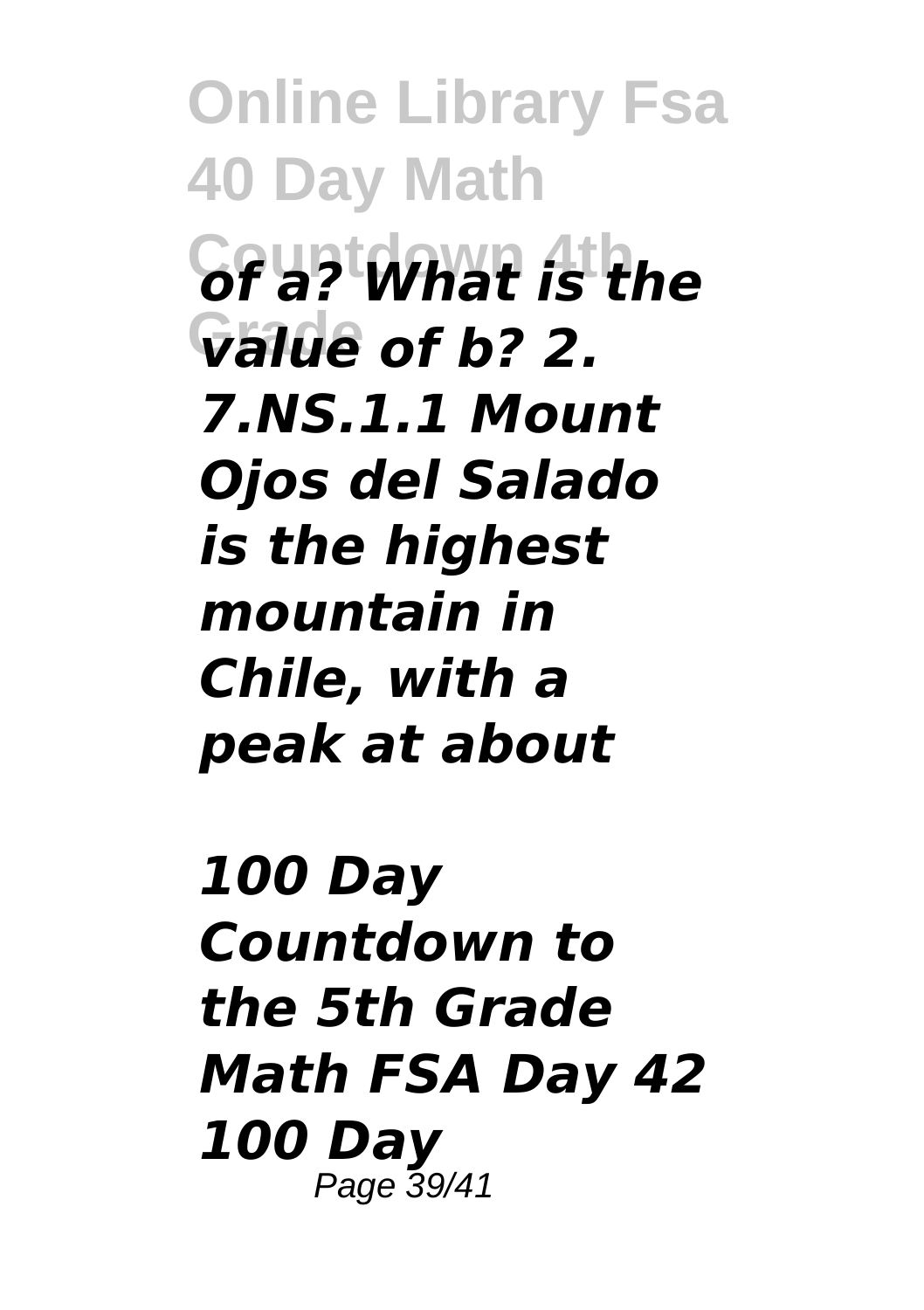*of a? What is the value of b? 2. 7.NS.1.1 Mount Ojos del Salado is the highest mountain in Chile, with a peak at about*

*100 Day Countdown to the 5th Grade Math FSA Day 42 100 Day*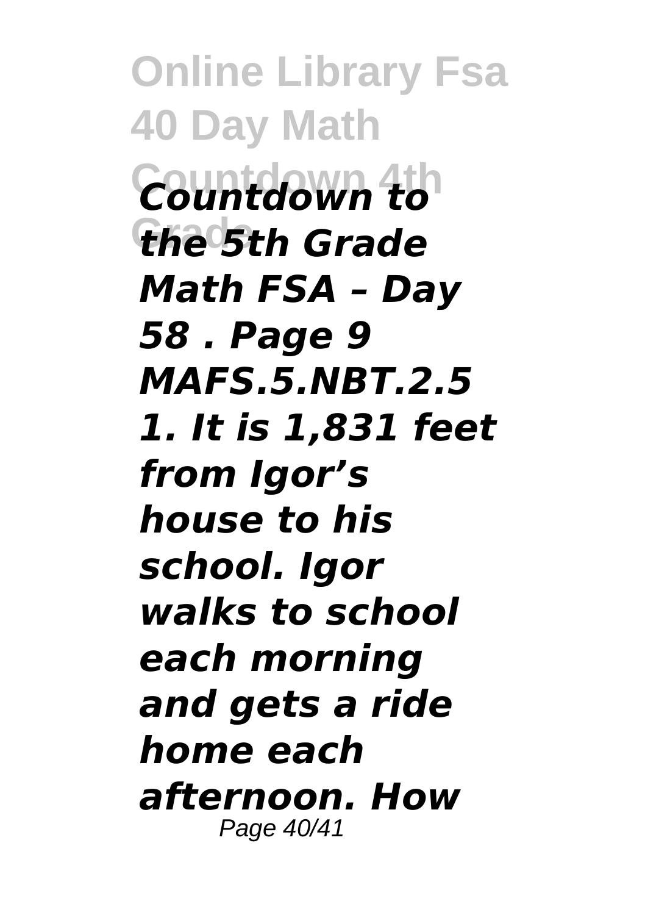*Countdown to the 5th Grade Math FSA – Day 58 . Page 9 MAFS.5.NBT.2.5 1. It is 1,831 feet from Igor's house to his school. Igor walks to school each morning and gets a ride home each afternoon. How*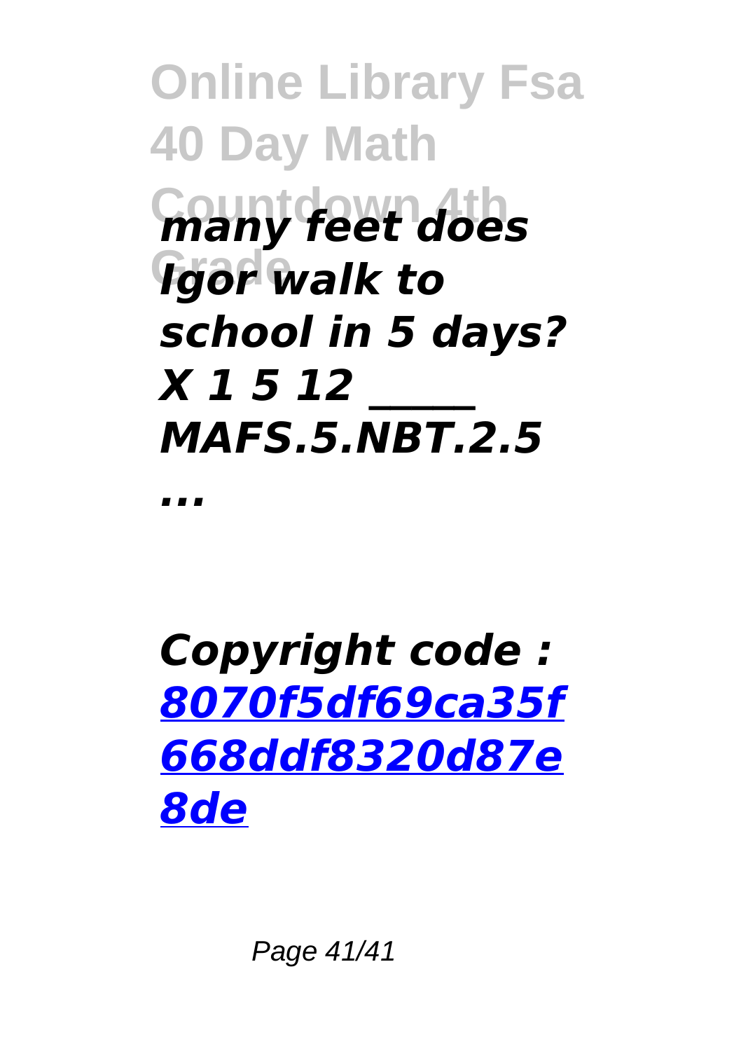*many feet does Igor walk to school in 5 days? X 1 5 12 \_\_\_\_\_ MAFS.5.NBT.2.5 ...*

*Copyright code : [8070f5df69ca35f668ddf8320d87e8de]()*